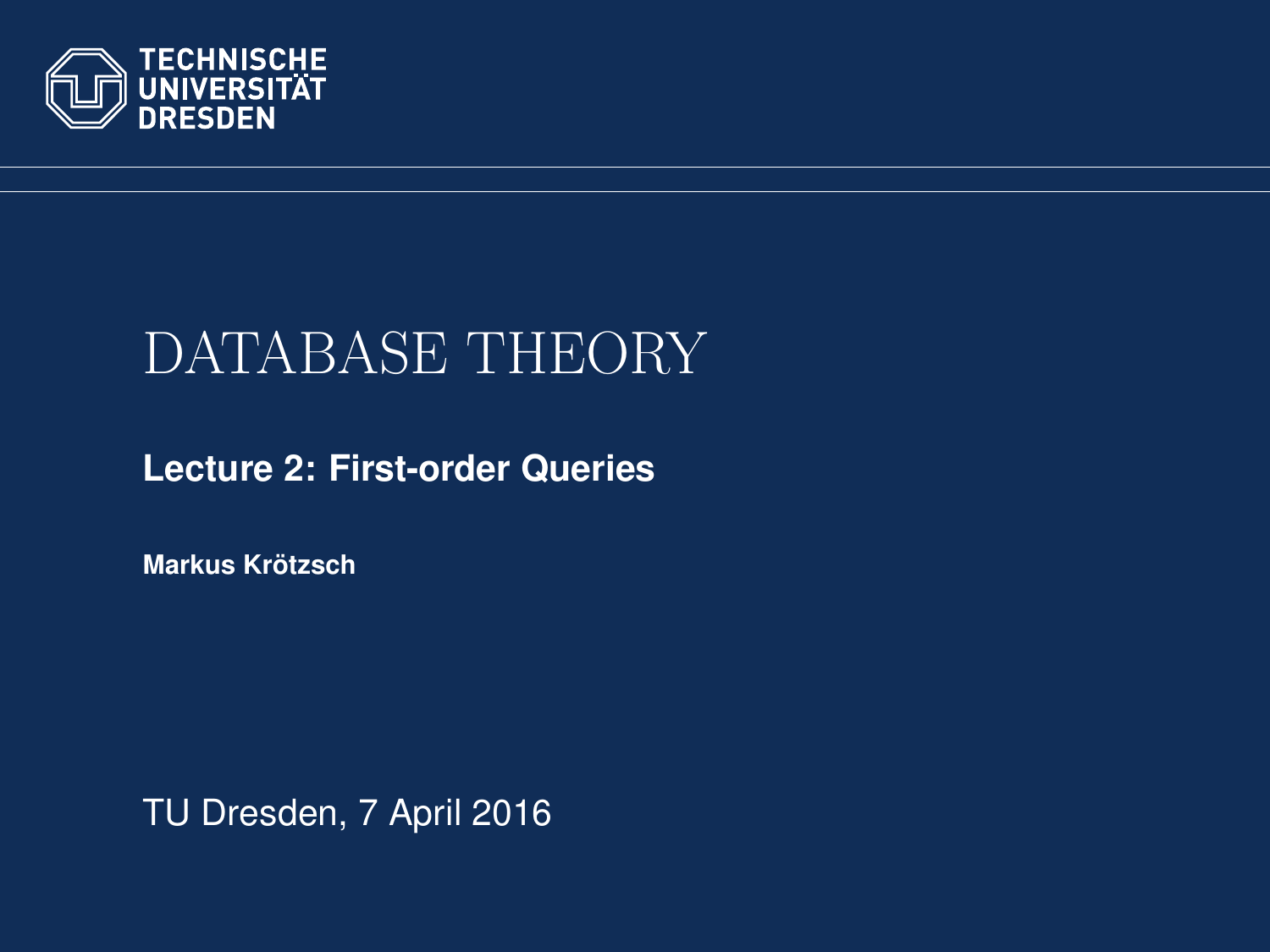TECHNISCHE UNIVERSITÄT DRESDEN

# DATABASE THEORY

## Lecture 2: First-order Queries

**Markus Krötzsch**

TU Dresden, 7 April 2016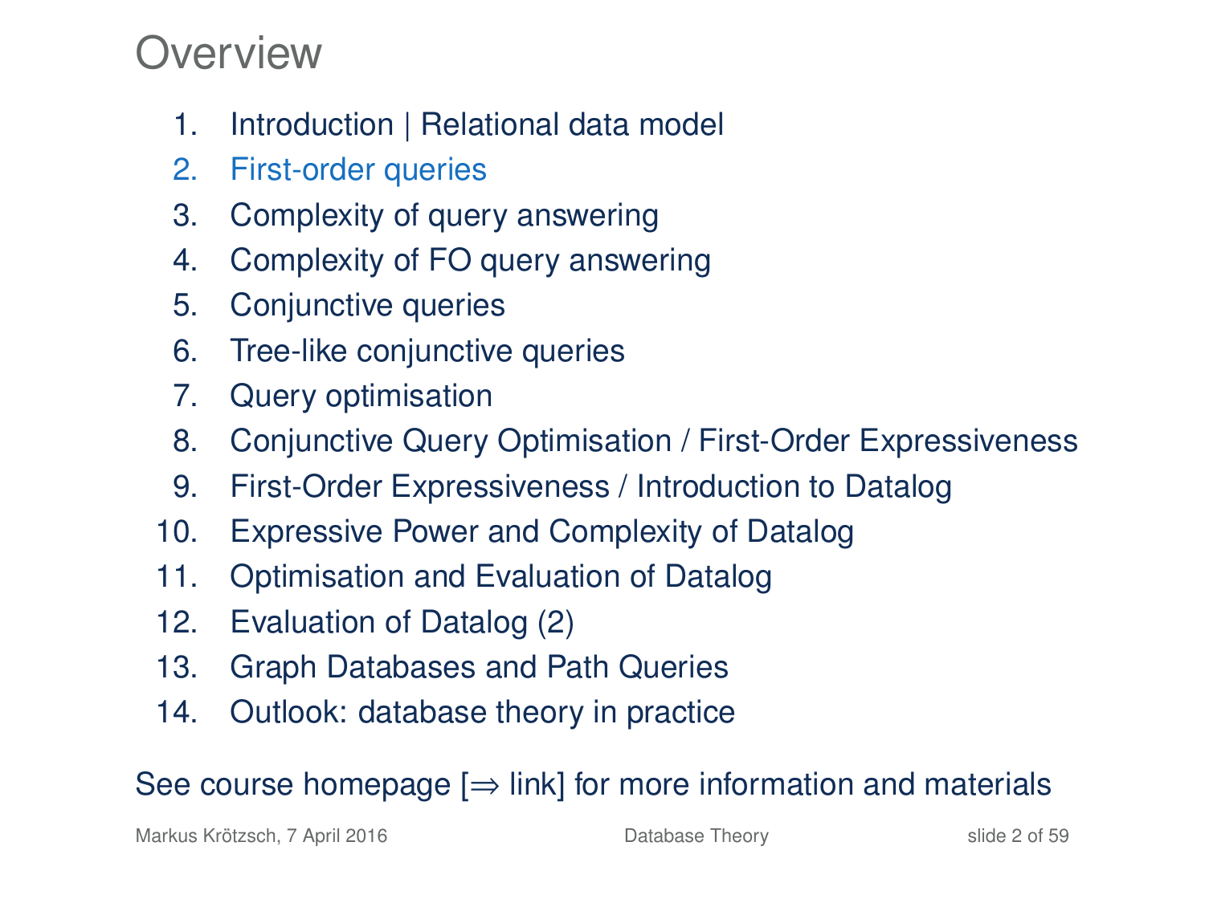# Overview

1. Introduction | Relational data model
2. First-order queries
3. Complexity of query answering
4. Complexity of FO query answering
5. Conjunctive queries
6. Tree-like conjunctive queries
7. Query optimisation
8. Conjunctive Query Optimisation / First-Order Expressiveness
9. First-Order Expressiveness / Introduction to Datalog
10. Expressive Power and Complexity of Datalog
11. Optimisation and Evaluation of Datalog
12. Evaluation of Datalog (2)
13. Graph Databases and Path Queries
14. Outlook: database theory in practice

See course homepage [⇒ link] for more information and materials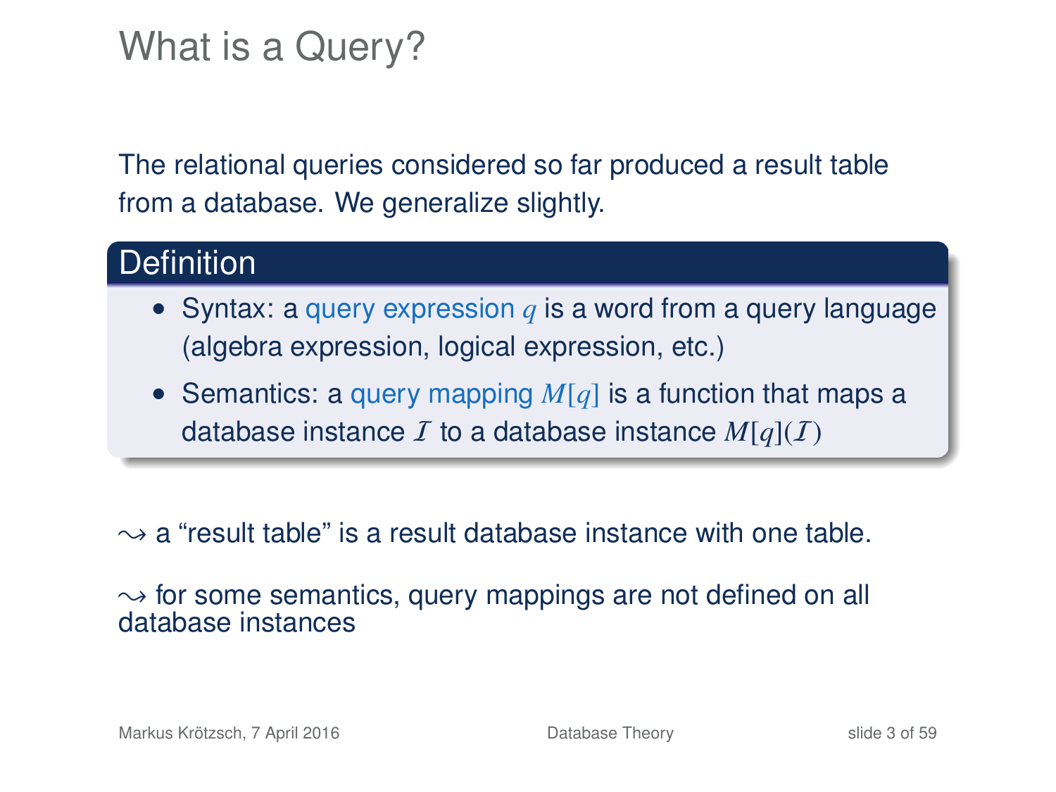# What is a Query?

The relational queries considered so far produced a result table from a database. We generalize slightly.

**Definition**

- Syntax: a query expression $q$ is a word from a query language (algebra expression, logical expression, etc.)
- Semantics: a query mapping $M[q]$ is a function that maps a database instance $\mathcal{I}$ to a database instance $M[q](\mathcal{I})$

$\leadsto$ a "result table" is a result database instance with one table.

$\leadsto$ for some semantics, query mappings are not defined on all database instances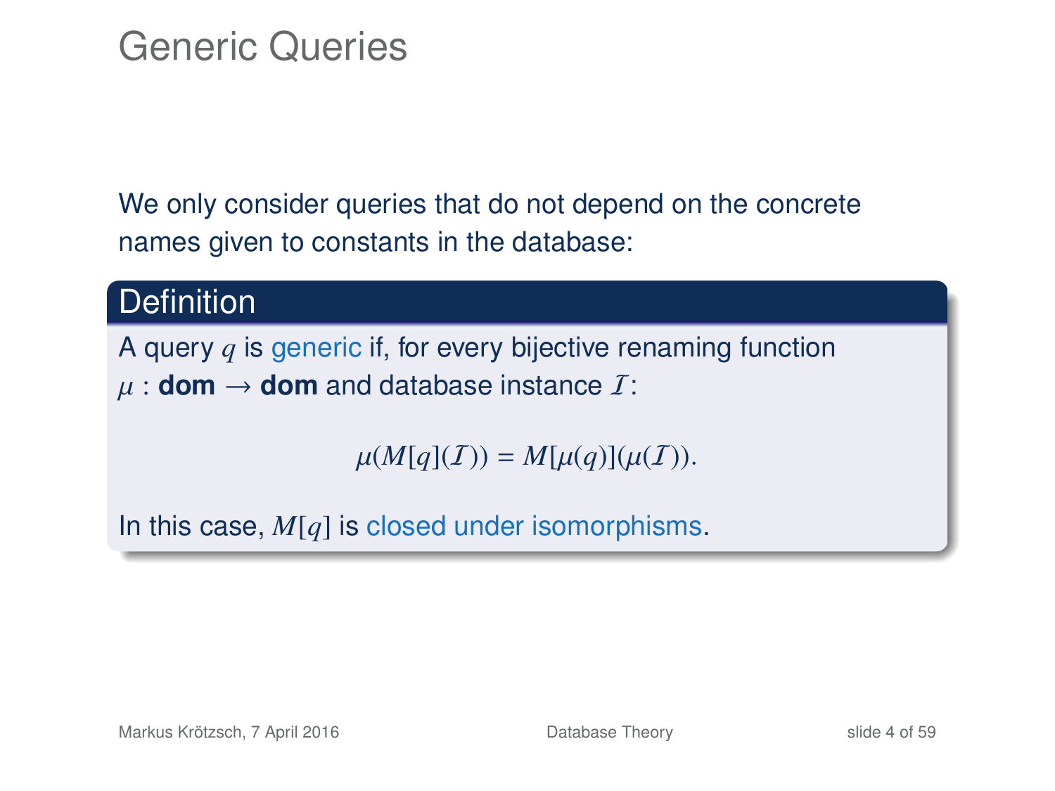# Generic Queries

We only consider queries that do not depend on the concrete names given to constants in the database:

**Definition**

A query $q$ is generic if, for every bijective renaming function $\mu : \mathbf{dom} \to \mathbf{dom}$ and database instance $\mathcal{I}$:

$$\mu(M[q](\mathcal{I})) = M[\mu(q)](\mu(\mathcal{I})).$$

In this case, $M[q]$ is closed under isomorphisms.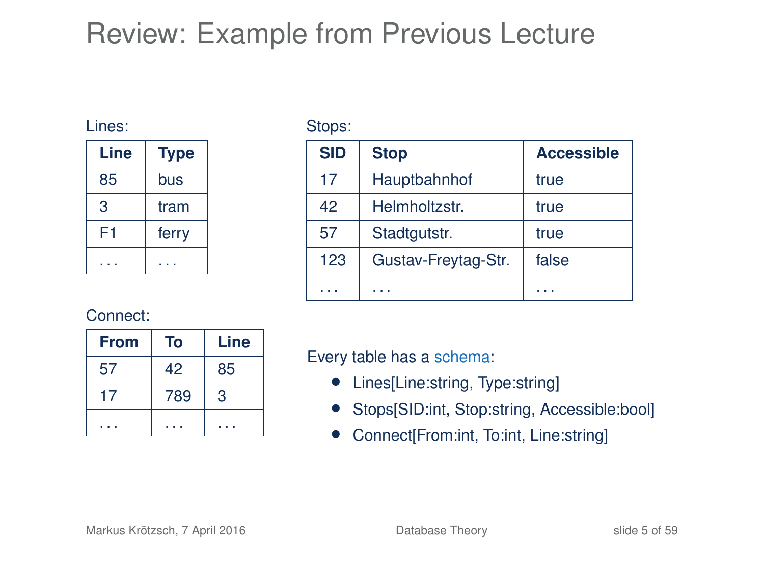# Review: Example from Previous Lecture

Lines:

| Line | Type |
|---|---|
| 85 | bus |
| 3 | tram |
| F1 | ferry |
| ... | ... |

Stops:

| SID | Stop | Accessible |
|---|---|---|
| 17 | Hauptbahnhof | true |
| 42 | Helmholtzstr. | true |
| 57 | Stadtgutstr. | true |
| 123 | Gustav-Freytag-Str. | false |
| ... | ... | ... |

Connect:

| From | To | Line |
|---|---|---|
| 57 | 42 | 85 |
| 17 | 789 | 3 |
| ... | ... | ... |

Every table has a schema:

- Lines[Line:string, Type:string]
- Stops[SID:int, Stop:string, Accessible:bool]
- Connect[From:int, To:int, Line:string]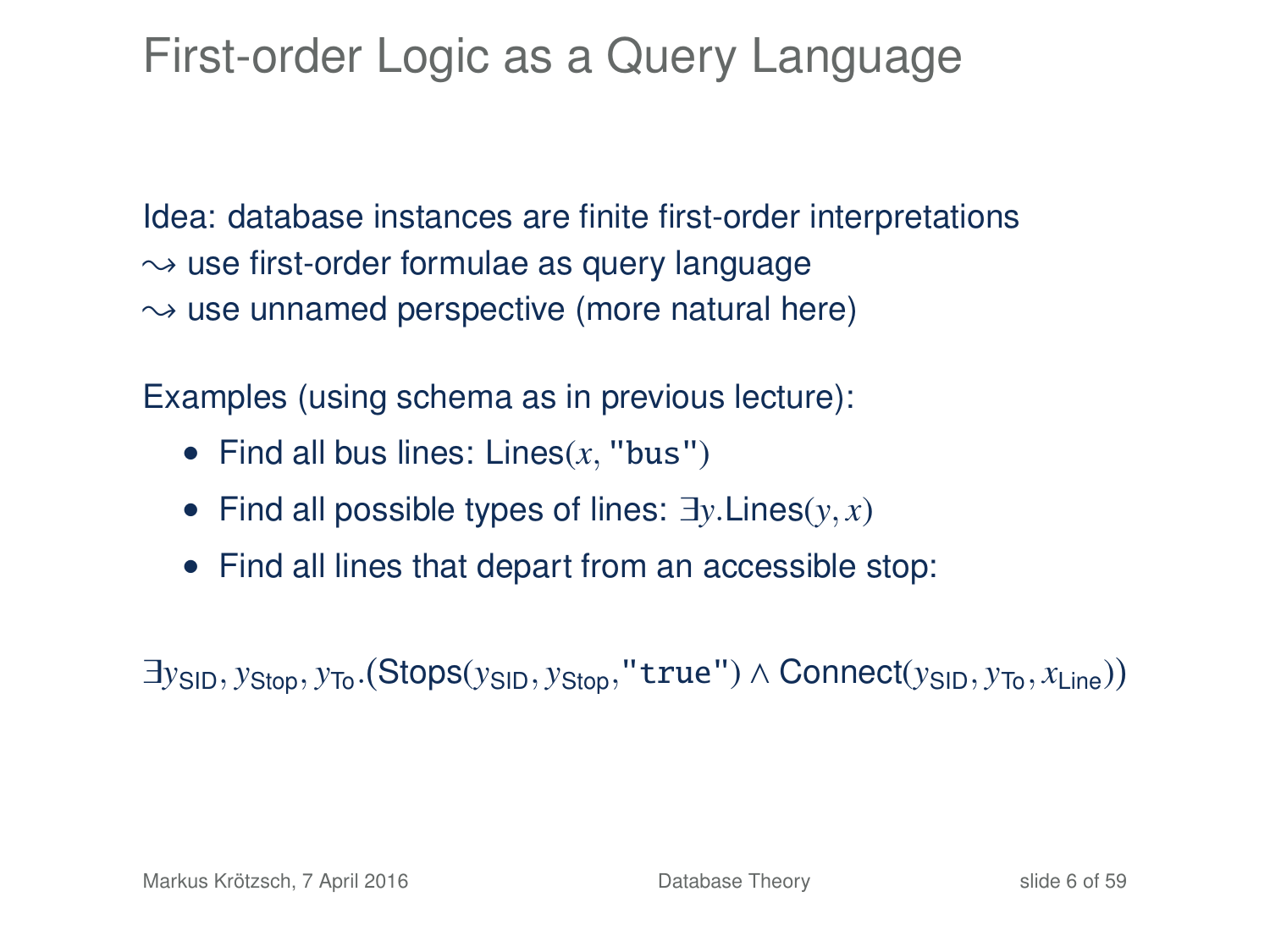# First-order Logic as a Query Language

Idea: database instances are finite first-order interpretations
$\leadsto$ use first-order formulae as query language
$\leadsto$ use unnamed perspective (more natural here)

Examples (using schema as in previous lecture):

- Find all bus lines: $\text{Lines}(x, \texttt{"bus"})$
- Find all possible types of lines: $\exists y.\text{Lines}(y, x)$
- Find all lines that depart from an accessible stop:

$$\exists y_{\text{SID}}, y_{\text{Stop}}, y_{\text{To}}.(\text{Stops}(y_{\text{SID}}, y_{\text{Stop}}, \texttt{"true"}) \wedge \text{Connect}(y_{\text{SID}}, y_{\text{To}}, x_{\text{Line}}))$$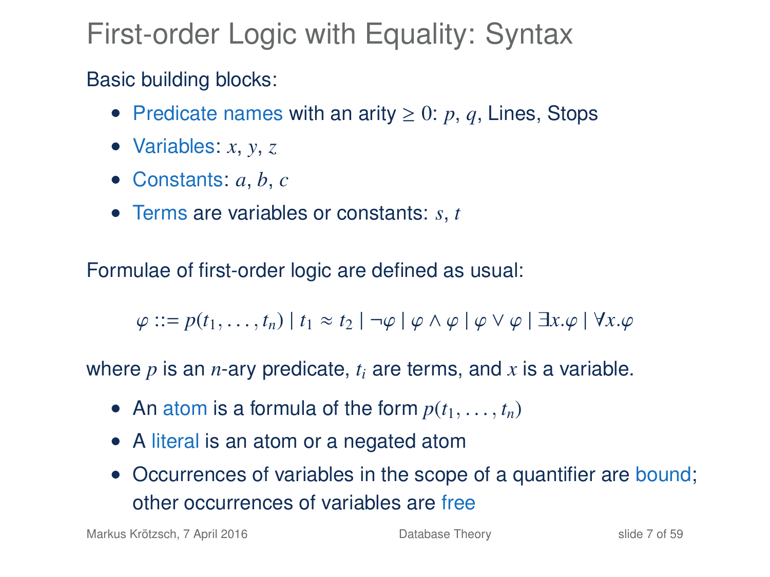# First-order Logic with Equality: Syntax

Basic building blocks:

- Predicate names with an arity $\geq 0$: $p$, $q$, Lines, Stops
- Variables: $x$, $y$, $z$
- Constants: $a$, $b$, $c$
- Terms are variables or constants: $s$, $t$

Formulae of first-order logic are defined as usual:

$$\varphi ::= p(t_1, \ldots, t_n) \mid t_1 \approx t_2 \mid \neg\varphi \mid \varphi \wedge \varphi \mid \varphi \vee \varphi \mid \exists x.\varphi \mid \forall x.\varphi$$

where $p$ is an $n$-ary predicate, $t_i$ are terms, and $x$ is a variable.

- An atom is a formula of the form $p(t_1, \ldots, t_n)$
- A literal is an atom or a negated atom
- Occurrences of variables in the scope of a quantifier are bound; other occurrences of variables are free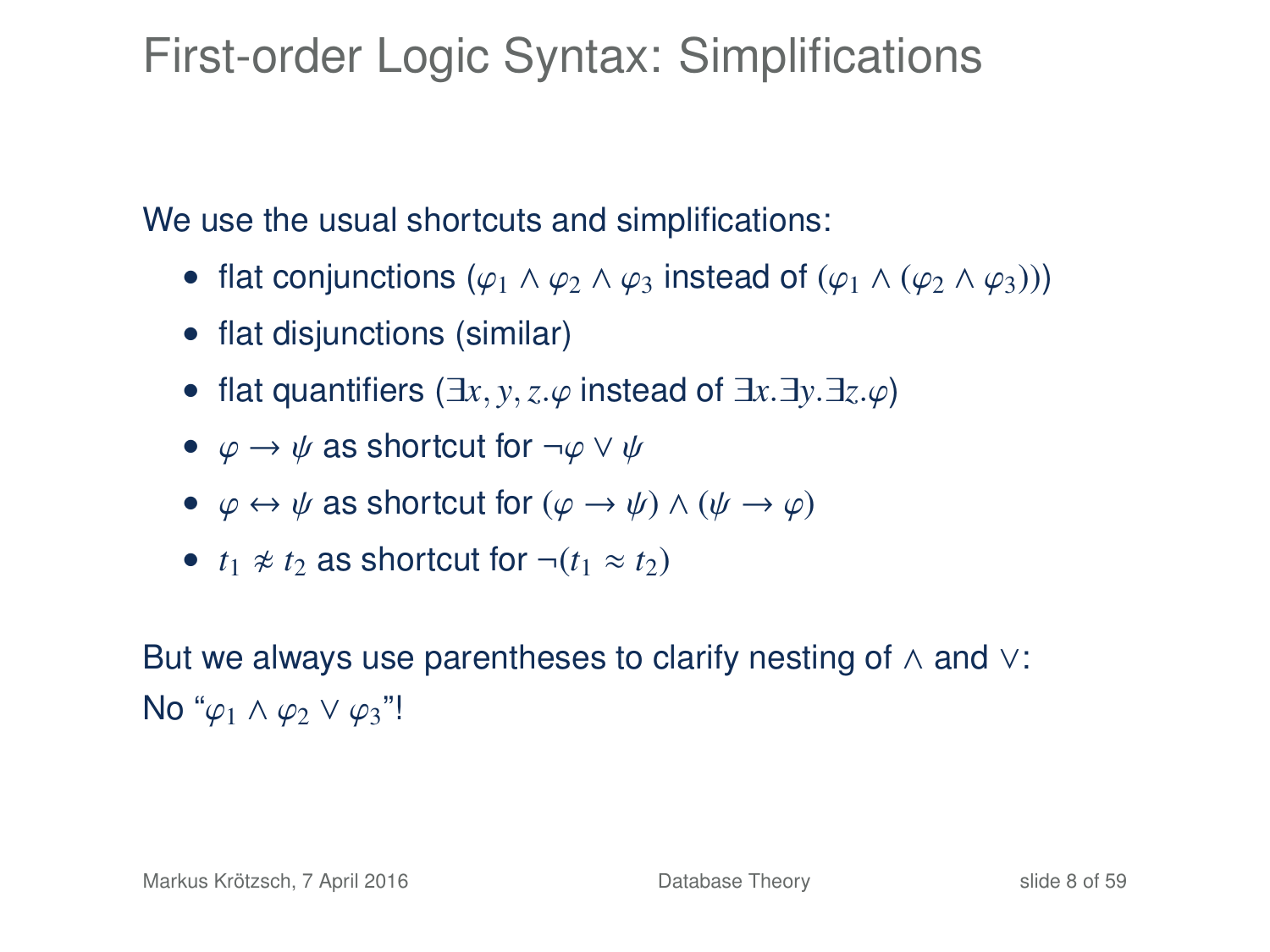# First-order Logic Syntax: Simplifications

We use the usual shortcuts and simplifications:

- flat conjunctions ($\varphi_1 \wedge \varphi_2 \wedge \varphi_3$ instead of $(\varphi_1 \wedge (\varphi_2 \wedge \varphi_3))$)
- flat disjunctions (similar)
- flat quantifiers ($\exists x, y, z.\varphi$ instead of $\exists x.\exists y.\exists z.\varphi$)
- $\varphi \rightarrow \psi$ as shortcut for $\neg\varphi \vee \psi$
- $\varphi \leftrightarrow \psi$ as shortcut for $(\varphi \rightarrow \psi) \wedge (\psi \rightarrow \varphi)$
- $t_1 \not\approx t_2$ as shortcut for $\neg(t_1 \approx t_2)$

But we always use parentheses to clarify nesting of $\wedge$ and $\vee$:
No "$\varphi_1 \wedge \varphi_2 \vee \varphi_3$"!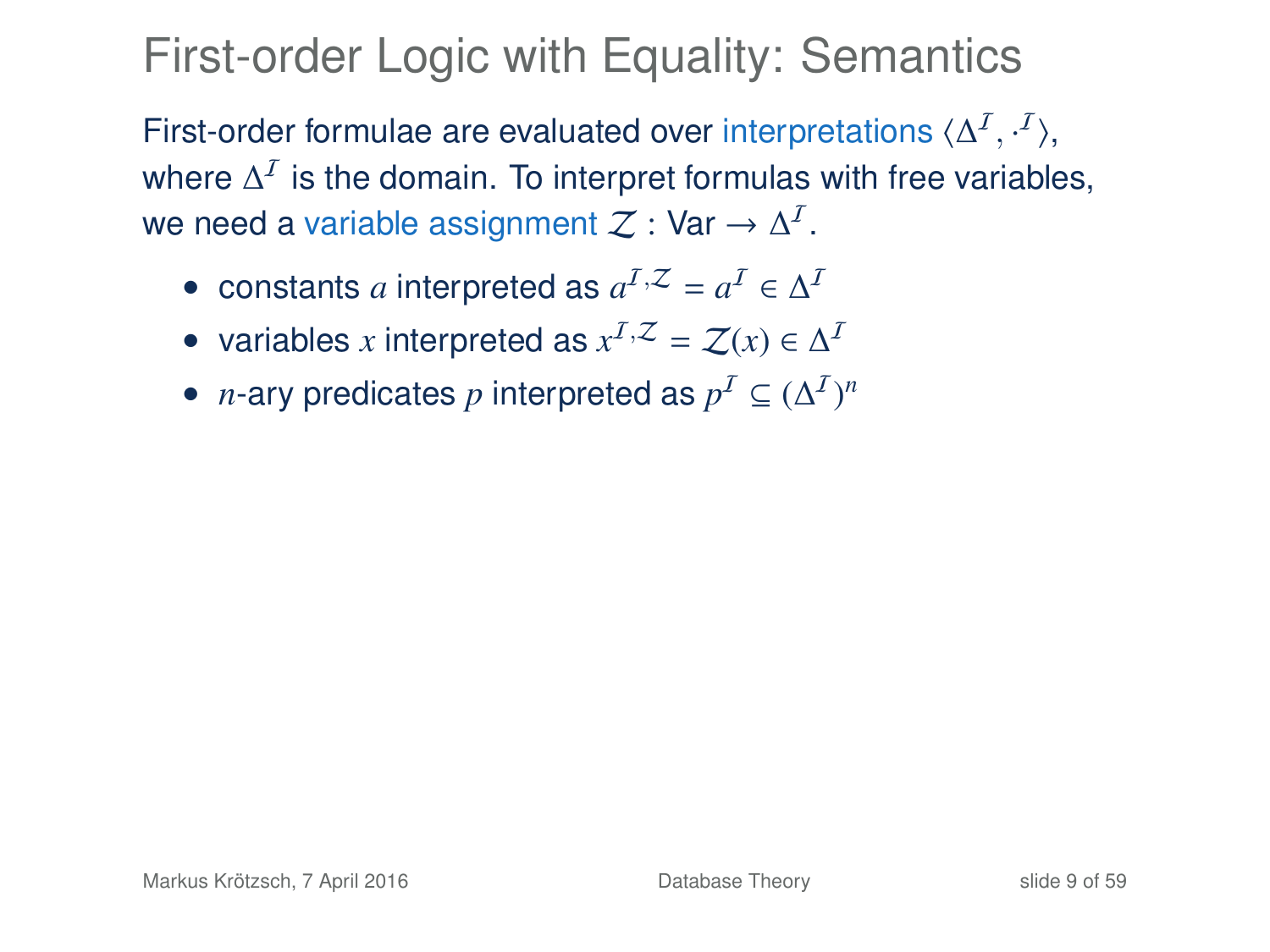# First-order Logic with Equality: Semantics

First-order formulae are evaluated over interpretations $\langle \Delta^{\mathcal{I}}, \cdot^{\mathcal{I}} \rangle$, where $\Delta^{\mathcal{I}}$ is the domain. To interpret formulas with free variables, we need a variable assignment $\mathcal{Z} : \mathsf{Var} \to \Delta^{\mathcal{I}}$.

- constants $a$ interpreted as $a^{\mathcal{I},\mathcal{Z}} = a^{\mathcal{I}} \in \Delta^{\mathcal{I}}$
- variables $x$ interpreted as $x^{\mathcal{I},\mathcal{Z}} = \mathcal{Z}(x) \in \Delta^{\mathcal{I}}$
- $n$-ary predicates $p$ interpreted as $p^{\mathcal{I}} \subseteq (\Delta^{\mathcal{I}})^n$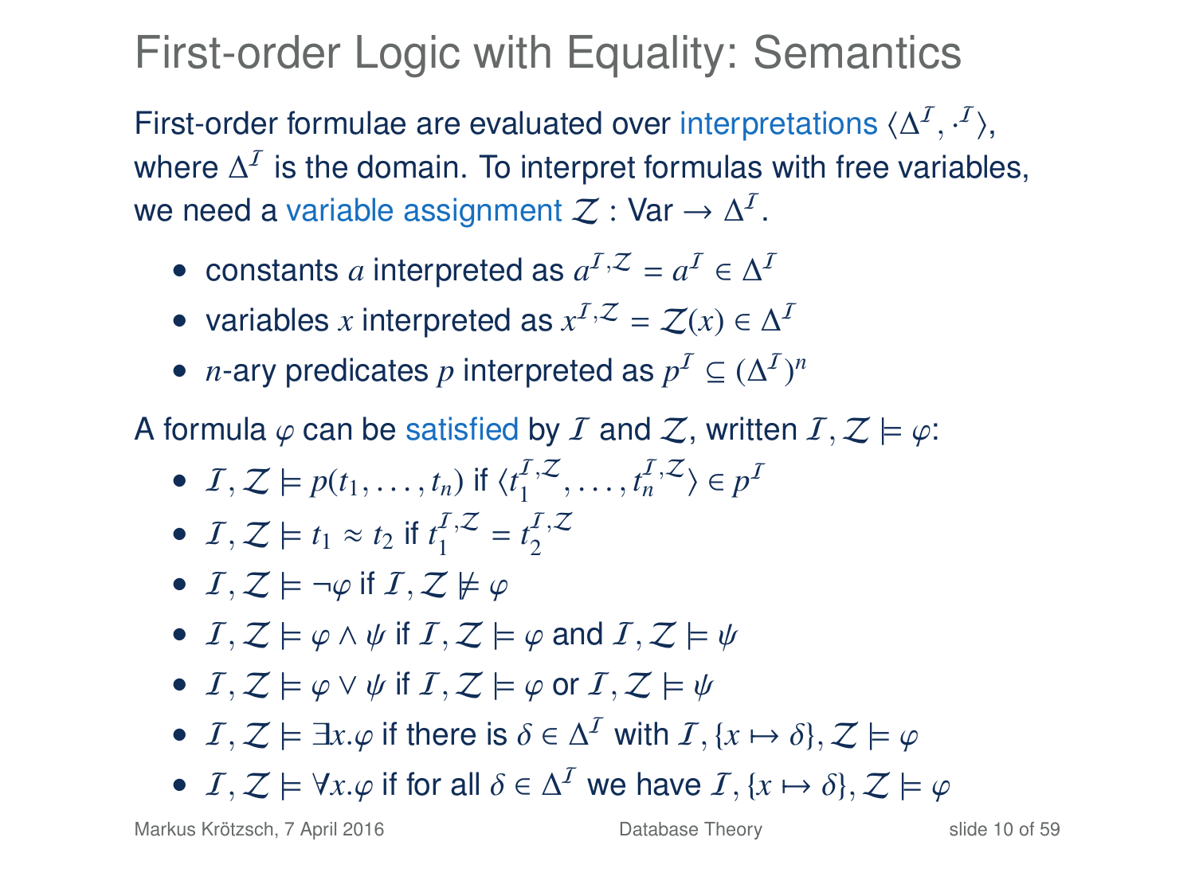# First-order Logic with Equality: Semantics

First-order formulae are evaluated over interpretations $\langle \Delta^{\mathcal{I}}, \cdot^{\mathcal{I}} \rangle$, where $\Delta^{\mathcal{I}}$ is the domain. To interpret formulas with free variables, we need a variable assignment $\mathcal{Z} : \mathsf{Var} \to \Delta^{\mathcal{I}}$.

- constants $a$ interpreted as $a^{\mathcal{I},\mathcal{Z}} = a^{\mathcal{I}} \in \Delta^{\mathcal{I}}$
- variables $x$ interpreted as $x^{\mathcal{I},\mathcal{Z}} = \mathcal{Z}(x) \in \Delta^{\mathcal{I}}$
- $n$-ary predicates $p$ interpreted as $p^{\mathcal{I}} \subseteq (\Delta^{\mathcal{I}})^n$

A formula $\varphi$ can be satisfied by $\mathcal{I}$ and $\mathcal{Z}$, written $\mathcal{I}, \mathcal{Z} \models \varphi$:

- $\mathcal{I}, \mathcal{Z} \models p(t_1, \ldots, t_n)$ if $\langle t_1^{\mathcal{I},\mathcal{Z}}, \ldots, t_n^{\mathcal{I},\mathcal{Z}} \rangle \in p^{\mathcal{I}}$
- $\mathcal{I}, \mathcal{Z} \models t_1 \approx t_2$ if $t_1^{\mathcal{I},\mathcal{Z}} = t_2^{\mathcal{I},\mathcal{Z}}$
- $\mathcal{I}, \mathcal{Z} \models \neg\varphi$ if $\mathcal{I}, \mathcal{Z} \not\models \varphi$
- $\mathcal{I}, \mathcal{Z} \models \varphi \wedge \psi$ if $\mathcal{I}, \mathcal{Z} \models \varphi$ and $\mathcal{I}, \mathcal{Z} \models \psi$
- $\mathcal{I}, \mathcal{Z} \models \varphi \vee \psi$ if $\mathcal{I}, \mathcal{Z} \models \varphi$ or $\mathcal{I}, \mathcal{Z} \models \psi$
- $\mathcal{I}, \mathcal{Z} \models \exists x.\varphi$ if there is $\delta \in \Delta^{\mathcal{I}}$ with $\mathcal{I}, \{x \mapsto \delta\}, \mathcal{Z} \models \varphi$
- $\mathcal{I}, \mathcal{Z} \models \forall x.\varphi$ if for all $\delta \in \Delta^{\mathcal{I}}$ we have $\mathcal{I}, \{x \mapsto \delta\}, \mathcal{Z} \models \varphi$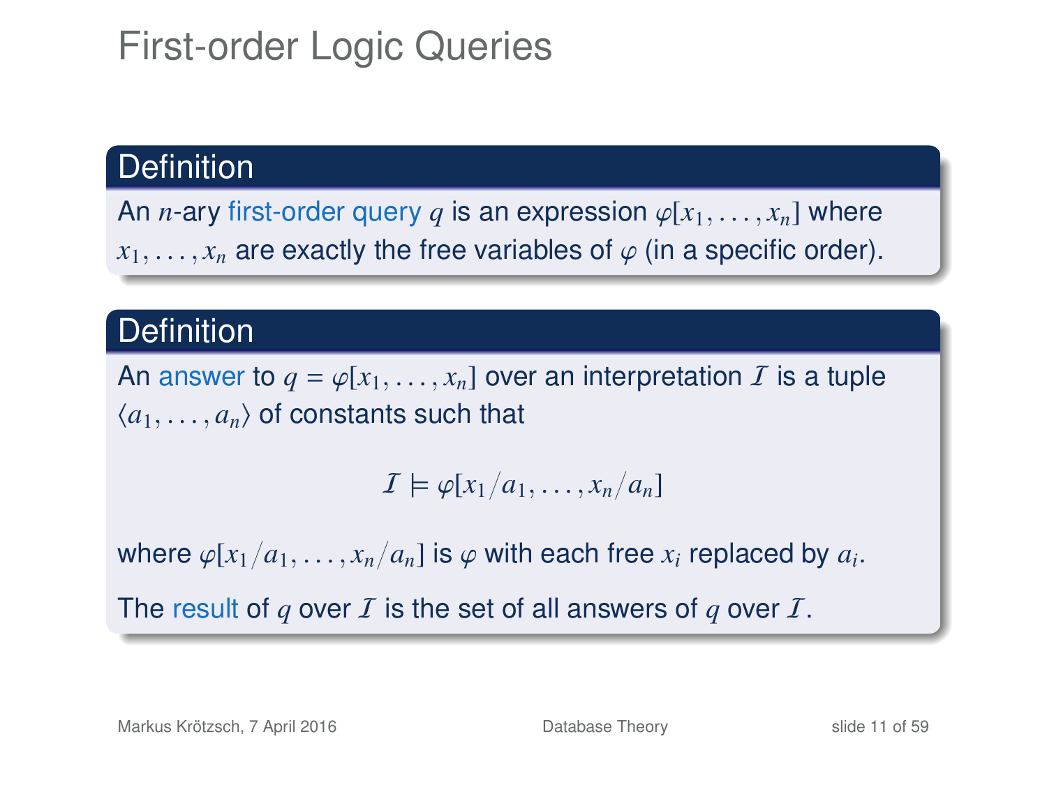# First-order Logic Queries

**Definition**

An $n$-ary first-order query $q$ is an expression $\varphi[x_1, \ldots, x_n]$ where $x_1, \ldots, x_n$ are exactly the free variables of $\varphi$ (in a specific order).

**Definition**

An answer to $q = \varphi[x_1, \ldots, x_n]$ over an interpretation $\mathcal{I}$ is a tuple $\langle a_1, \ldots, a_n \rangle$ of constants such that

$$\mathcal{I} \models \varphi[x_1/a_1, \ldots, x_n/a_n]$$

where $\varphi[x_1/a_1, \ldots, x_n/a_n]$ is $\varphi$ with each free $x_i$ replaced by $a_i$.

The result of $q$ over $\mathcal{I}$ is the set of all answers of $q$ over $\mathcal{I}$.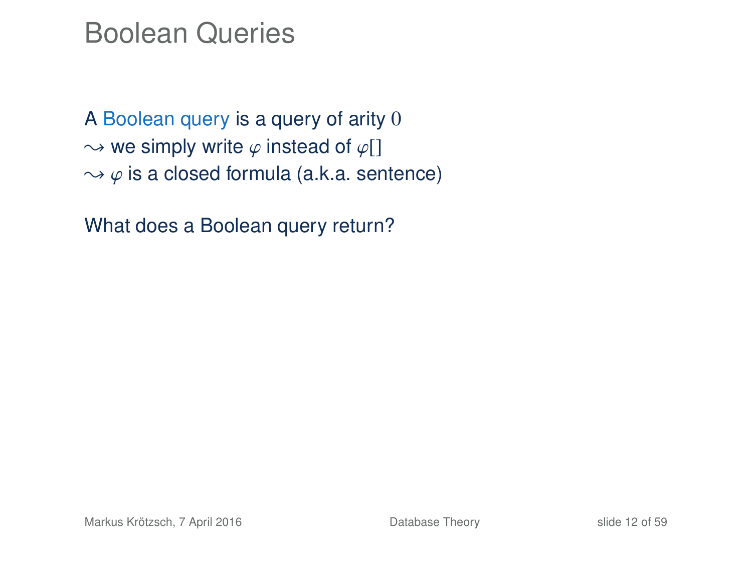# Boolean Queries

A Boolean query is a query of arity $0$
$\leadsto$ we simply write $\varphi$ instead of $\varphi[]$
$\leadsto$ $\varphi$ is a closed formula (a.k.a. sentence)

What does a Boolean query return?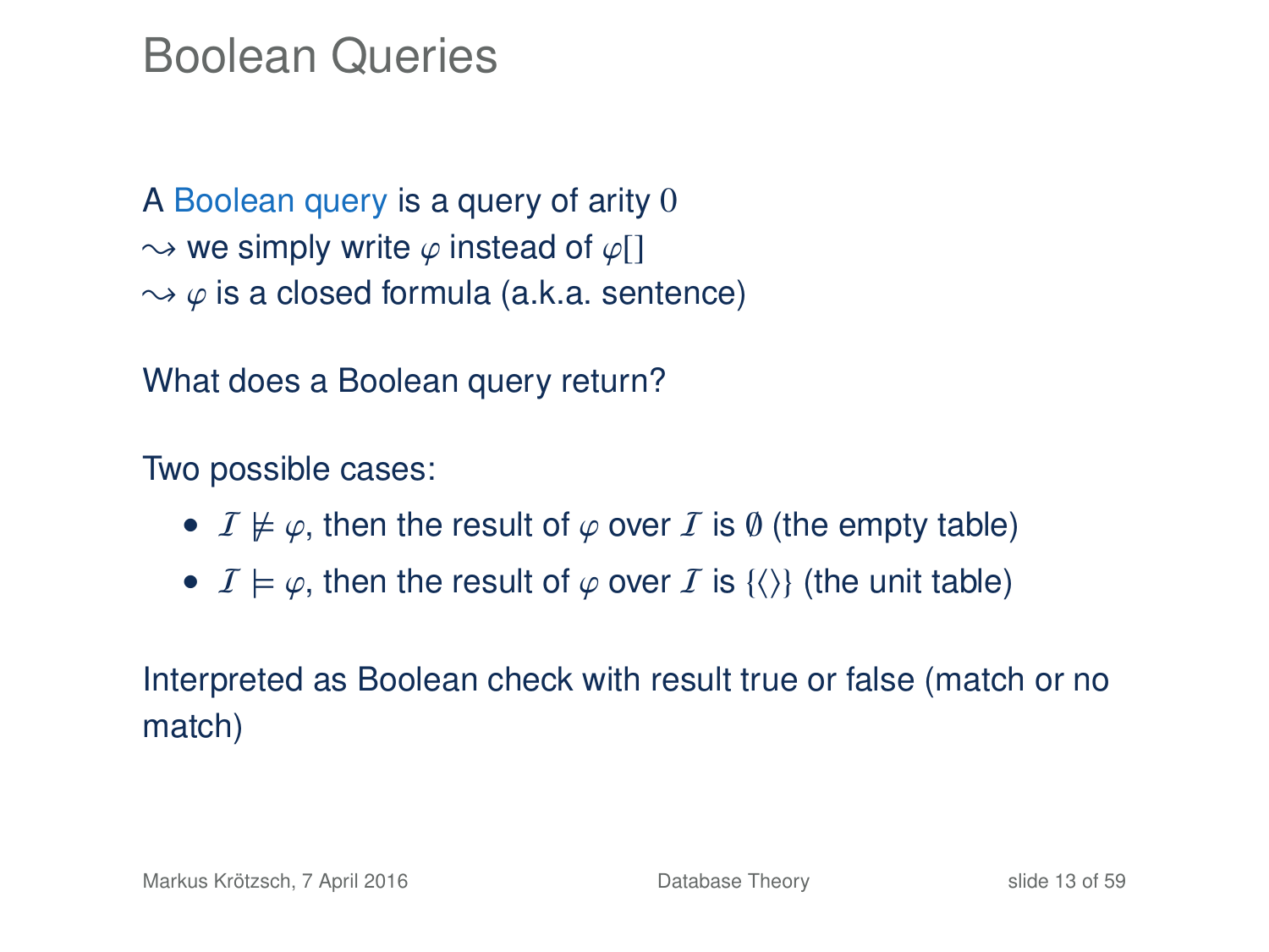# Boolean Queries

A Boolean query is a query of arity $0$
$\rightsquigarrow$ we simply write $\varphi$ instead of $\varphi[]$
$\rightsquigarrow$ $\varphi$ is a closed formula (a.k.a. sentence)

What does a Boolean query return?

Two possible cases:

- $\mathcal{I} \not\models \varphi$, then the result of $\varphi$ over $\mathcal{I}$ is $\emptyset$ (the empty table)
- $\mathcal{I} \models \varphi$, then the result of $\varphi$ over $\mathcal{I}$ is $\{\langle\rangle\}$ (the unit table)

Interpreted as Boolean check with result true or false (match or no match)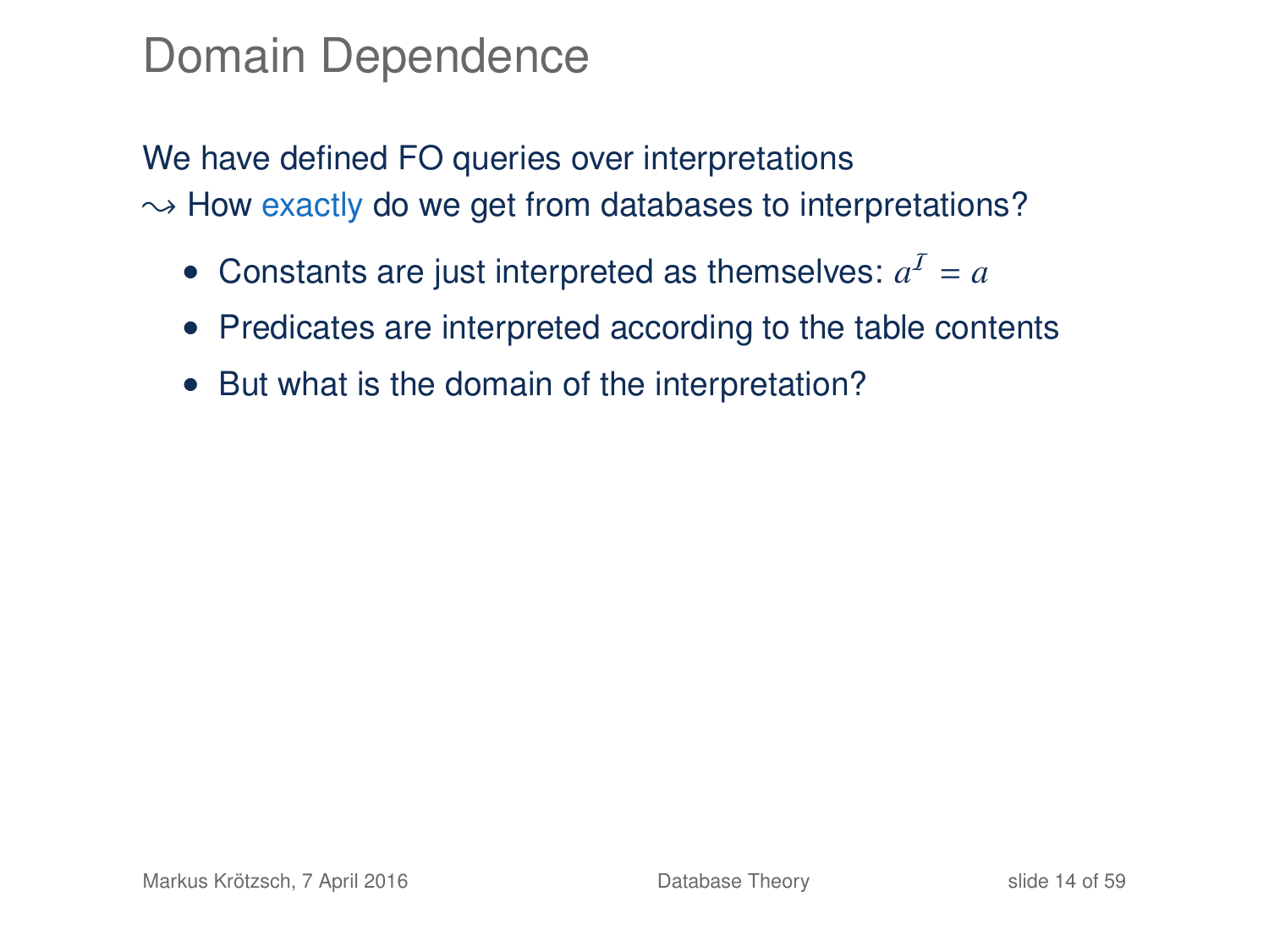# Domain Dependence

We have defined FO queries over interpretations
$\rightsquigarrow$ How *exactly* do we get from databases to interpretations?

- Constants are just interpreted as themselves: $a^{\mathcal{I}} = a$
- Predicates are interpreted according to the table contents
- But what is the domain of the interpretation?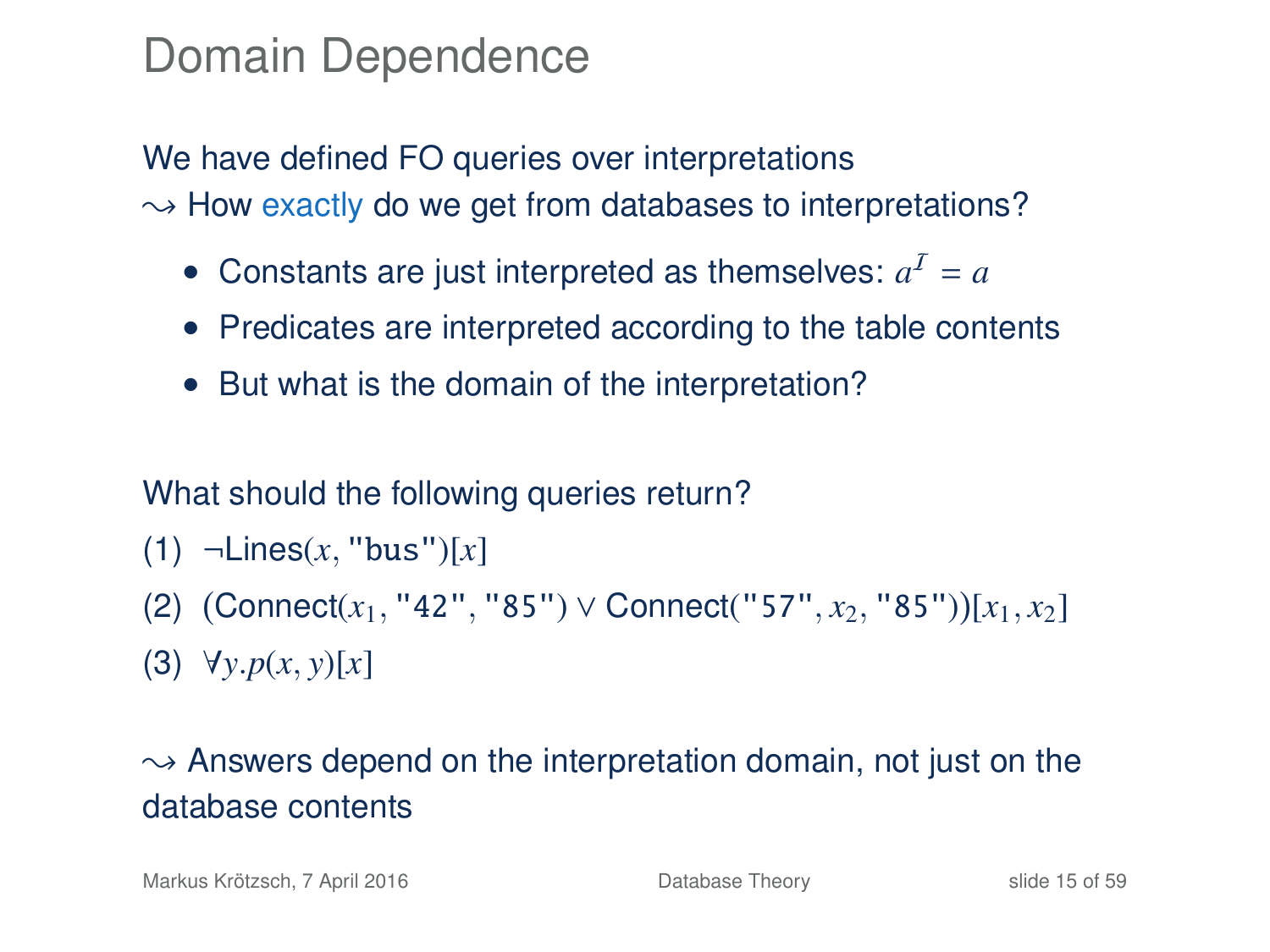# Domain Dependence

We have defined FO queries over interpretations
$\rightsquigarrow$ How exactly do we get from databases to interpretations?

- Constants are just interpreted as themselves: $a^{\mathcal{I}} = a$
- Predicates are interpreted according to the table contents
- But what is the domain of the interpretation?

What should the following queries return?

(1) $\neg\text{Lines}(x, \texttt{"bus"})[x]$

(2) $(\text{Connect}(x_1, \texttt{"42"}, \texttt{"85"}) \vee \text{Connect}(\texttt{"57"}, x_2, \texttt{"85"}))[x_1, x_2]$

(3) $\forall y.p(x, y)[x]$

$\rightsquigarrow$ Answers depend on the interpretation domain, not just on the database contents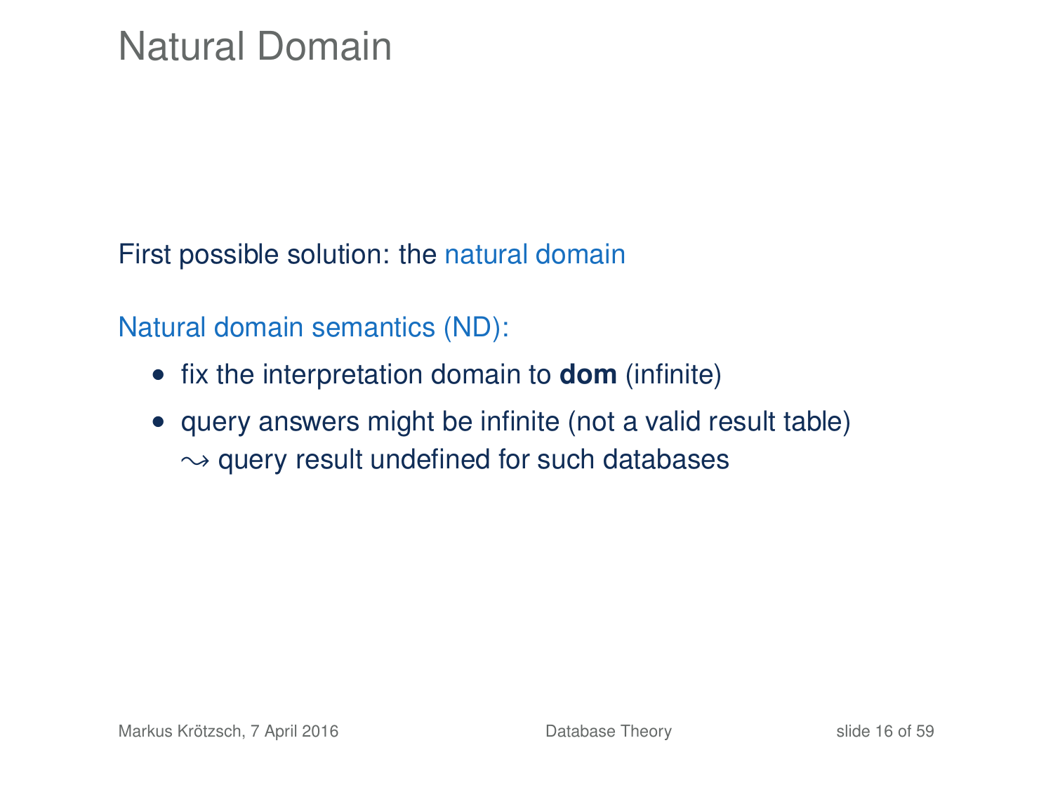# Natural Domain

First possible solution: the natural domain

Natural domain semantics (ND):

- fix the interpretation domain to **dom** (infinite)
- query answers might be infinite (not a valid result table)
  $\leadsto$ query result undefined for such databases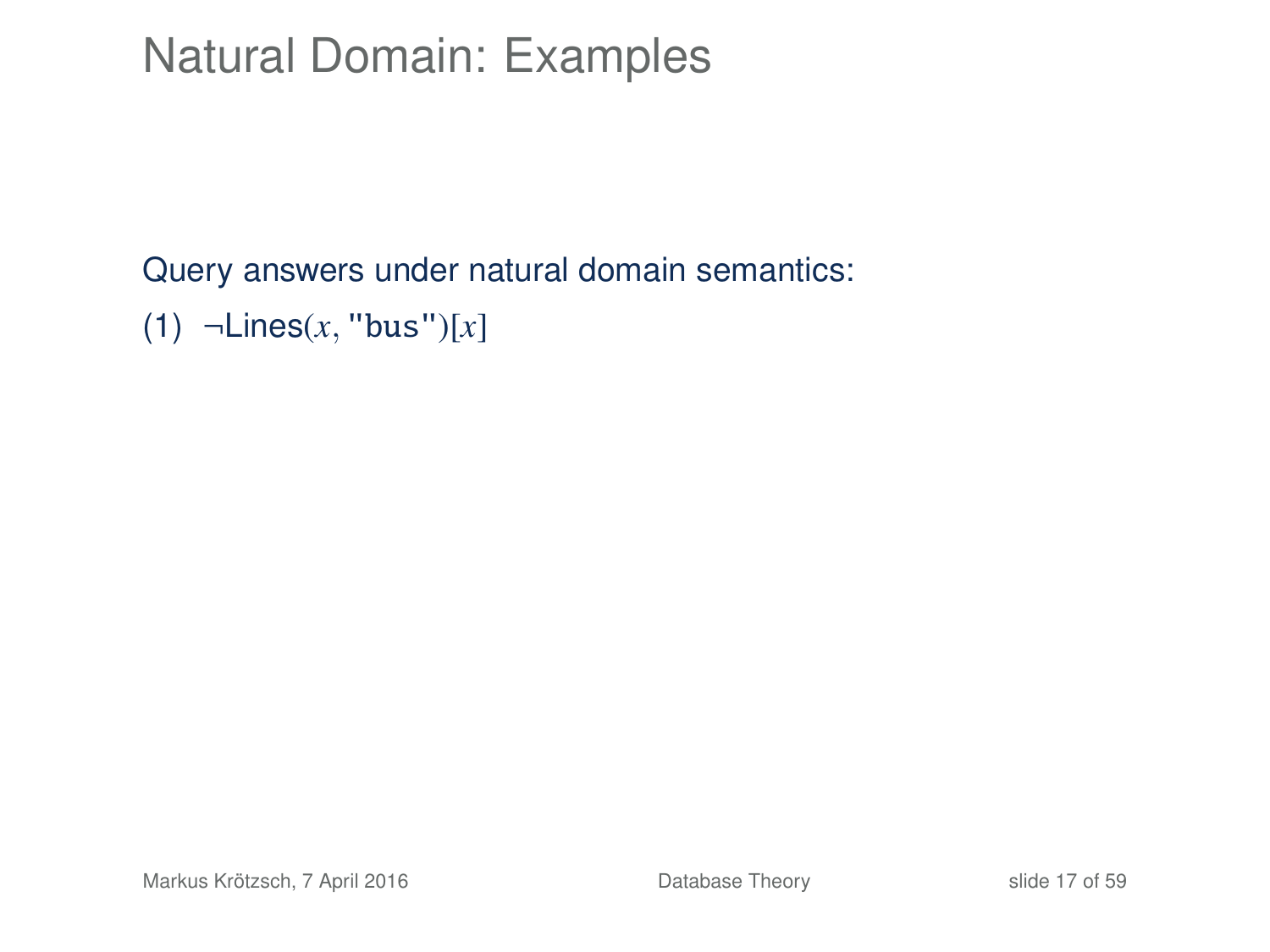# Natural Domain: Examples

Query answers under natural domain semantics:

(1) $\neg\text{Lines}(x, \texttt{"bus"})[x]$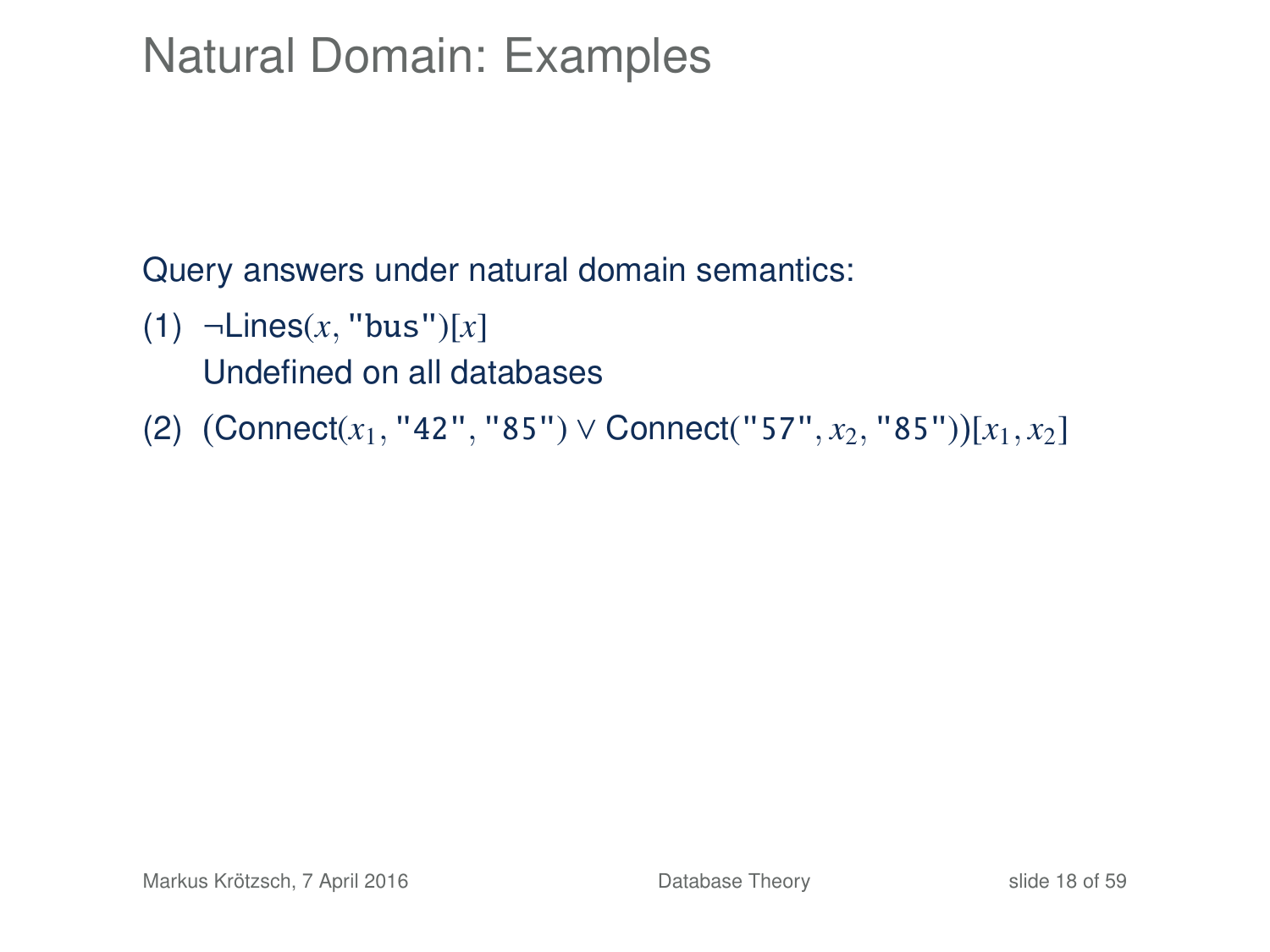# Natural Domain: Examples

Query answers under natural domain semantics:

(1) $\neg\text{Lines}(x, \texttt{"bus"})[x]$

Undefined on all databases

(2) $(\text{Connect}(x_1, \texttt{"42"}, \texttt{"85"}) \vee \text{Connect}(\texttt{"57"}, x_2, \texttt{"85"}))[x_1, x_2]$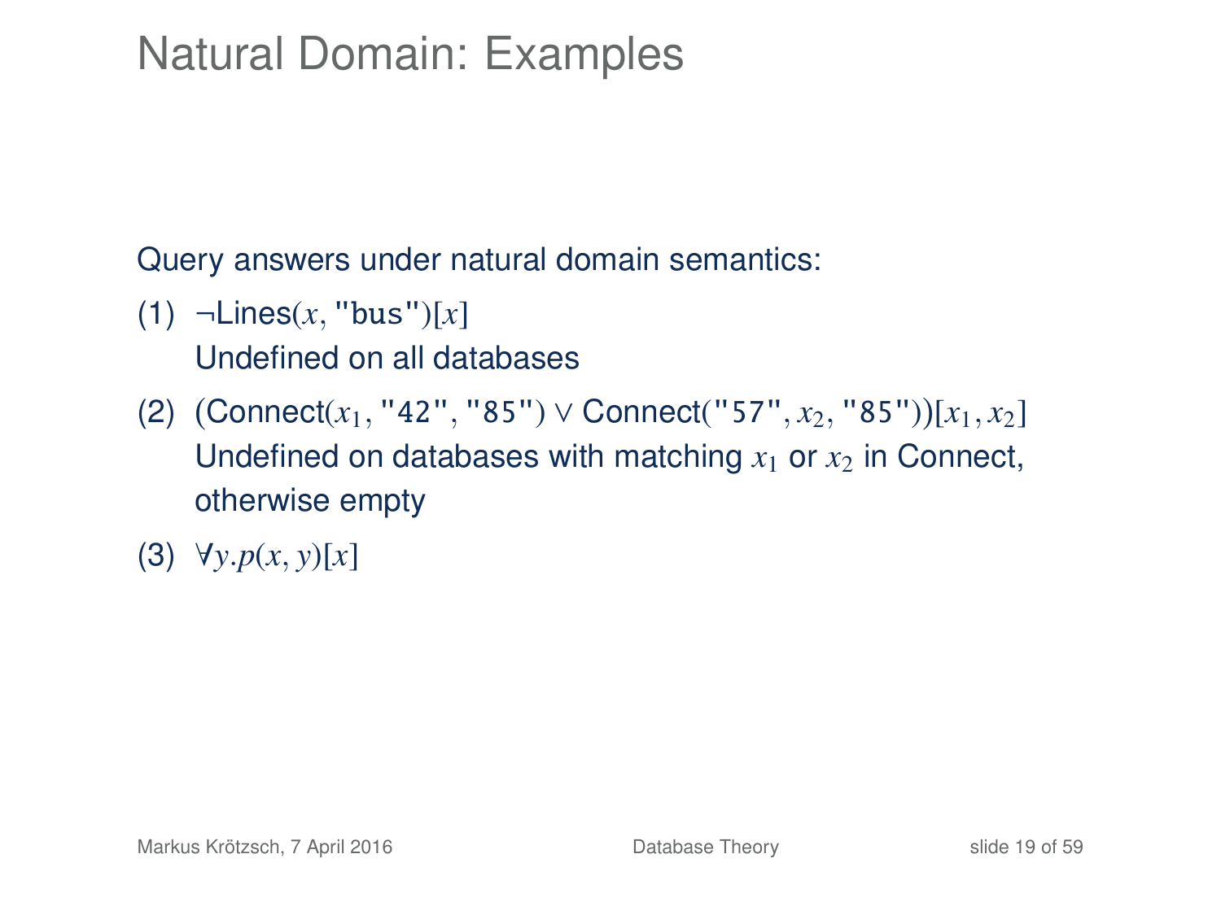# Natural Domain: Examples

Query answers under natural domain semantics:

(1) $\neg\text{Lines}(x, \texttt{"bus"})[x]$
Undefined on all databases

(2) $(\text{Connect}(x_1, \texttt{"42"}, \texttt{"85"}) \lor \text{Connect}(\texttt{"57"}, x_2, \texttt{"85"}))[x_1, x_2]$
Undefined on databases with matching $x_1$ or $x_2$ in Connect, otherwise empty

(3) $\forall y.p(x, y)[x]$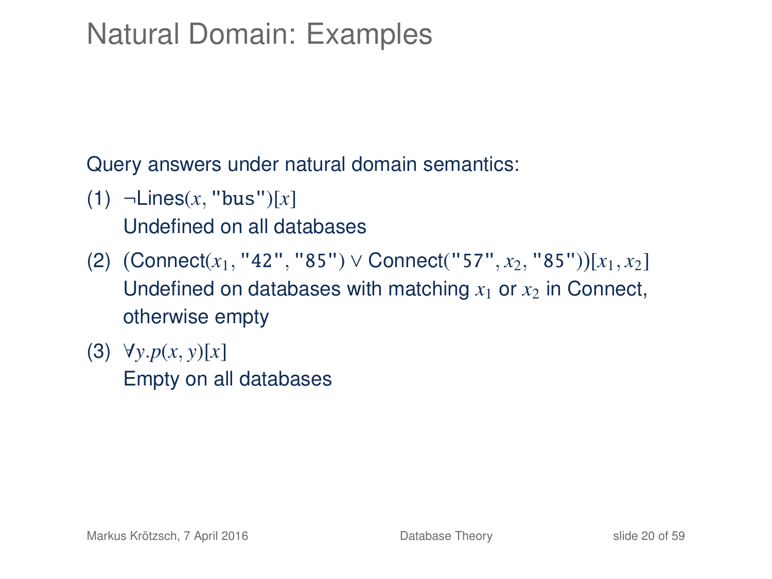# Natural Domain: Examples

Query answers under natural domain semantics:

(1) $\neg\text{Lines}(x, \texttt{"bus"})[x]$
Undefined on all databases

(2) $(\text{Connect}(x_1, \texttt{"42"}, \texttt{"85"}) \vee \text{Connect}(\texttt{"57"}, x_2, \texttt{"85"}))[x_1, x_2]$
Undefined on databases with matching $x_1$ or $x_2$ in Connect, otherwise empty

(3) $\forall y.p(x, y)[x]$
Empty on all databases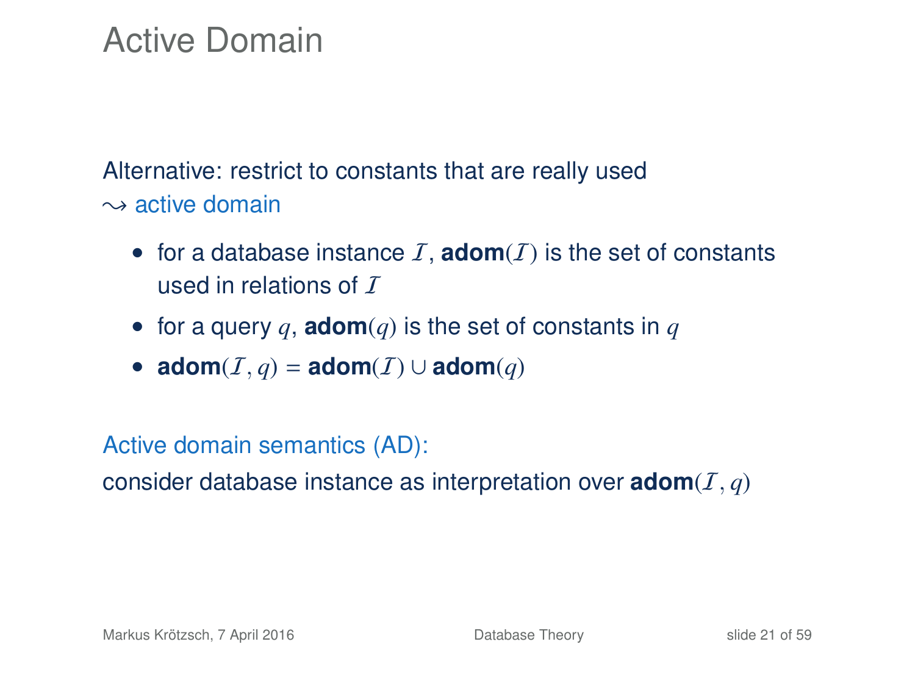# Active Domain

Alternative: restrict to constants that are really used
$\leadsto$ active domain

- for a database instance $\mathcal{I}$, **adom**$(\mathcal{I})$ is the set of constants used in relations of $\mathcal{I}$
- for a query $q$, **adom**$(q)$ is the set of constants in $q$
- **adom**$(\mathcal{I}, q)$ = **adom**$(\mathcal{I}) \cup$ **adom**$(q)$

Active domain semantics (AD):
consider database instance as interpretation over **adom**$(\mathcal{I}, q)$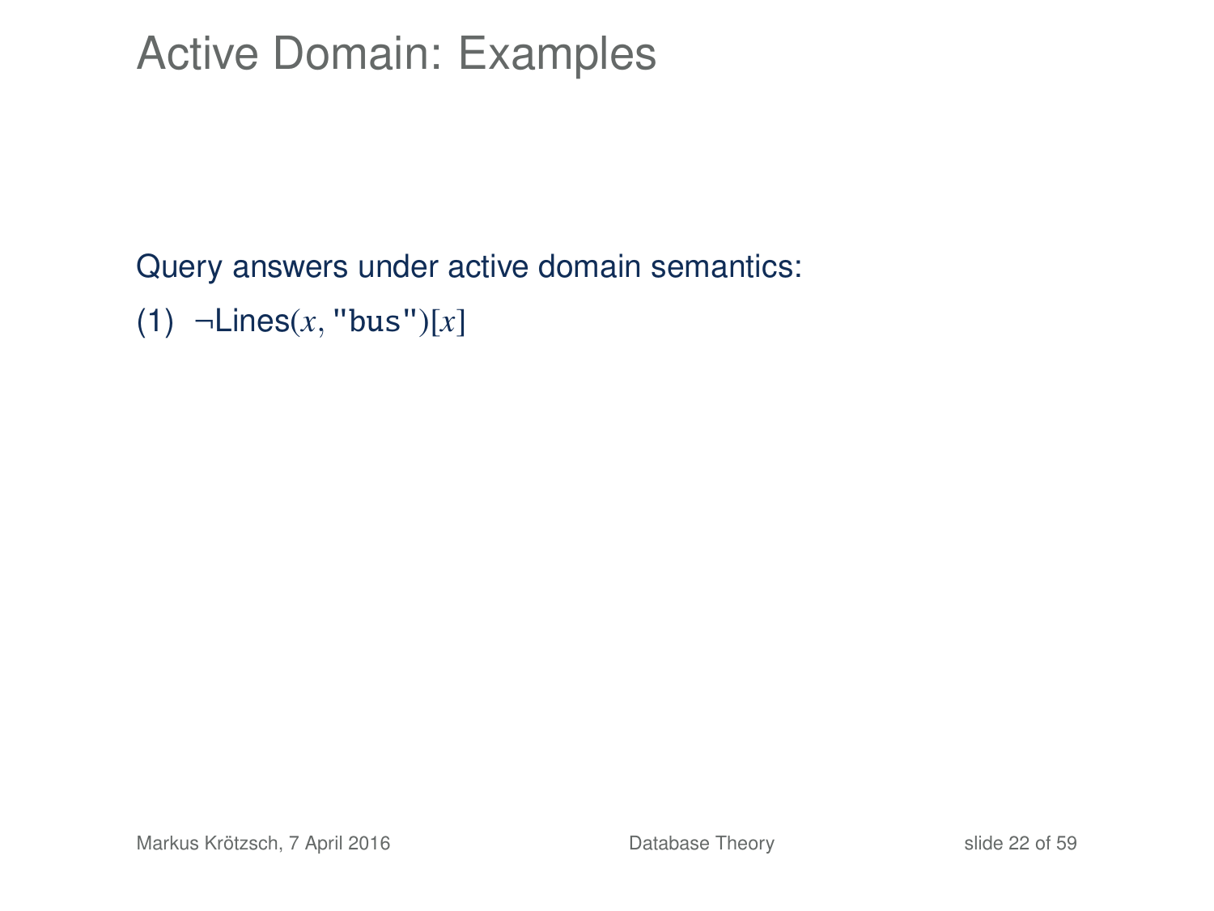# Active Domain: Examples

Query answers under active domain semantics:

(1) $\neg\text{Lines}(x, \texttt{"bus"})[x]$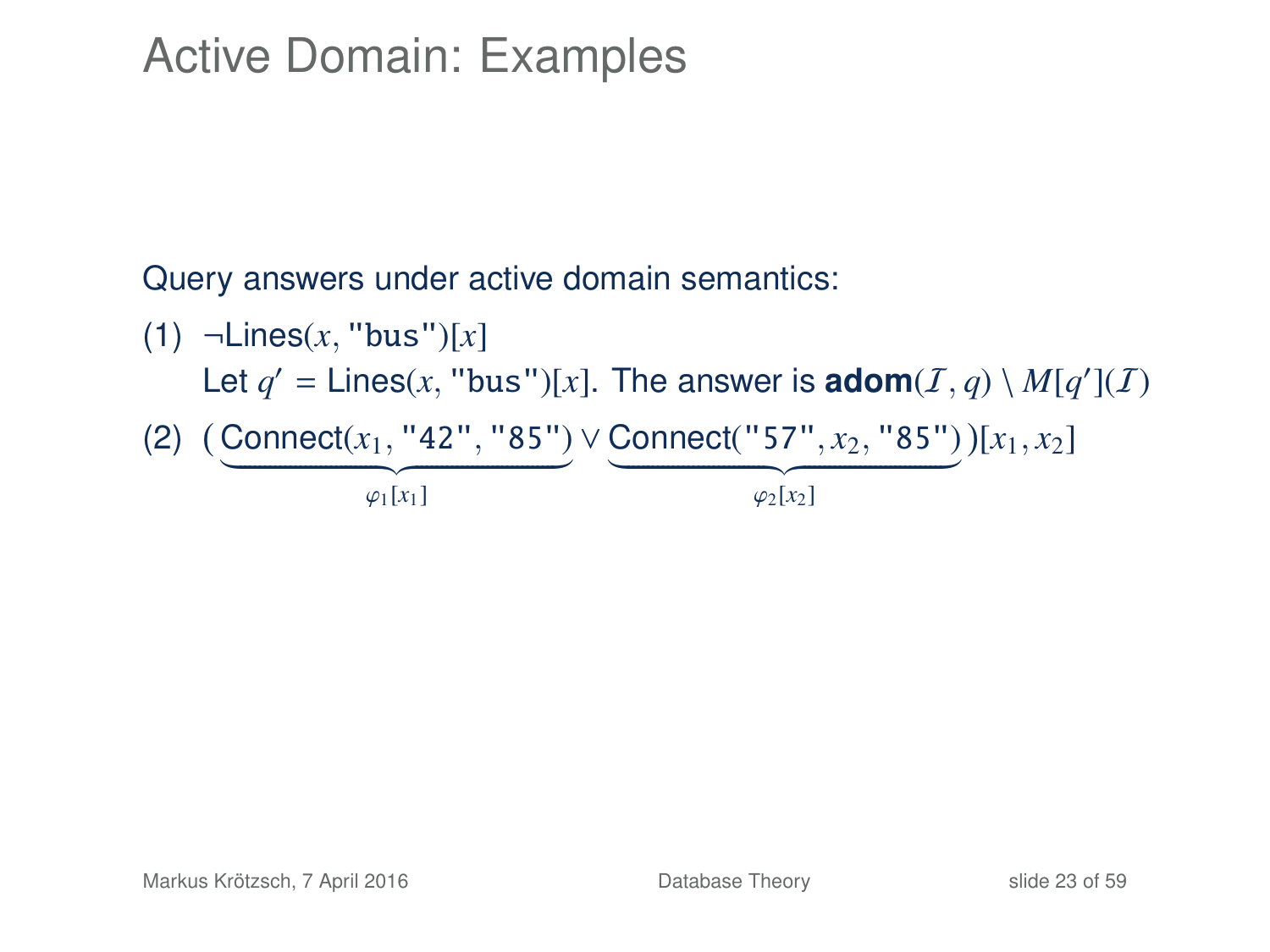# Active Domain: Examples

Query answers under active domain semantics:

(1) $\neg\text{Lines}(x, \texttt{"bus"})[x]$

Let $q' = \text{Lines}(x, \texttt{"bus"})[x]$. The answer is $\textbf{adom}(\mathcal{I}, q) \setminus M[q'](\mathcal{I})$

(2) $(\underbrace{\text{Connect}(x_1, \texttt{"42"}, \texttt{"85"})}_{\varphi_1[x_1]} \vee \underbrace{\text{Connect}(\texttt{"57"}, x_2, \texttt{"85"})}_{\varphi_2[x_2]})[x_1, x_2]$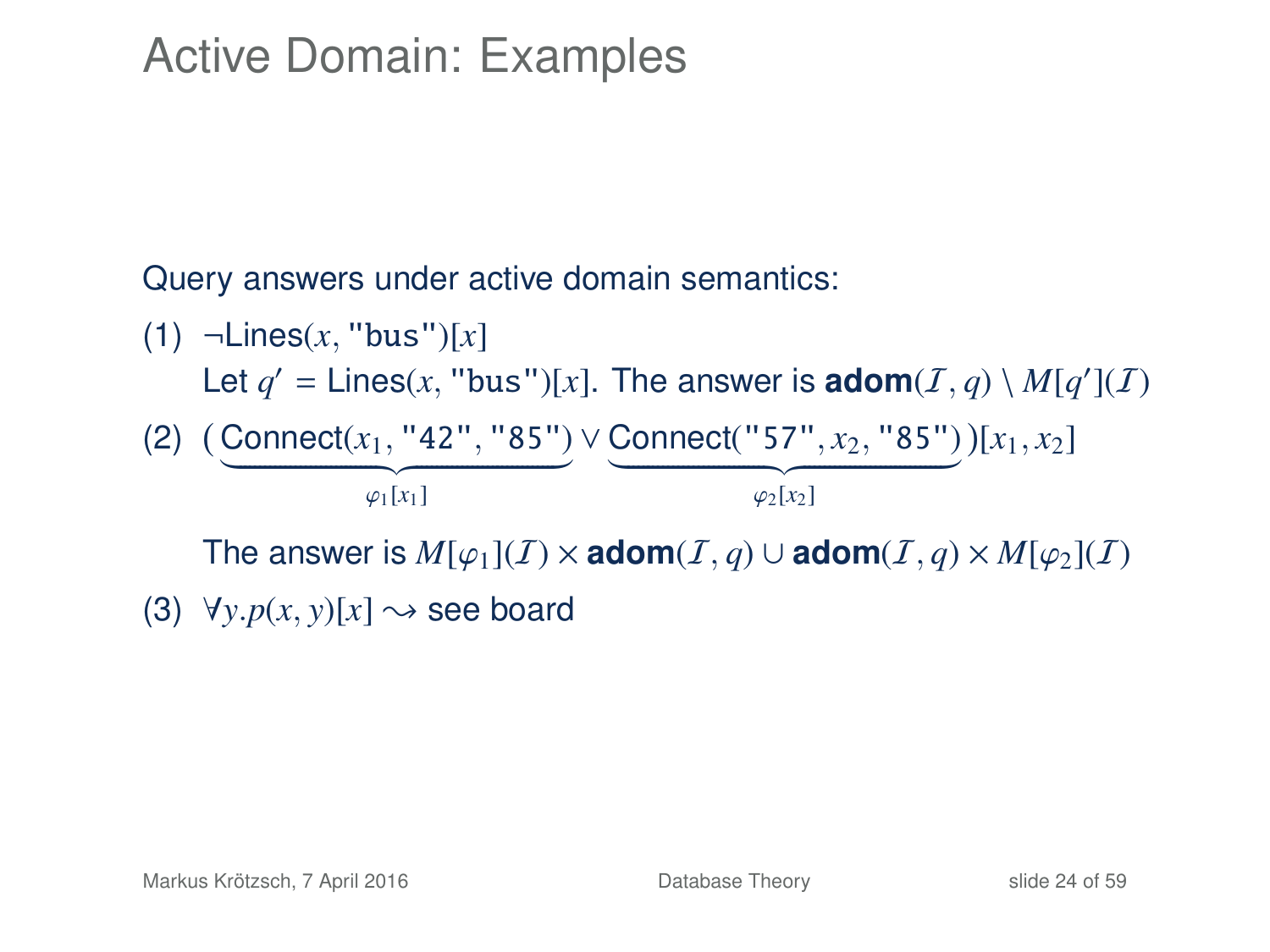# Active Domain: Examples

Query answers under active domain semantics:

(1) $\neg\text{Lines}(x, \texttt{"bus"})[x]$

Let $q' = \text{Lines}(x, \texttt{"bus"})[x]$. The answer is $\textbf{adom}(\mathcal{I}, q) \setminus M[q'](\mathcal{I})$

(2) $(\underbrace{\text{Connect}(x_1, \texttt{"42"}, \texttt{"85"})}_{\varphi_1[x_1]} \vee \underbrace{\text{Connect}(\texttt{"57"}, x_2, \texttt{"85"})}_{\varphi_2[x_2]})[x_1, x_2]$

The answer is $M[\varphi_1](\mathcal{I}) \times \textbf{adom}(\mathcal{I}, q) \cup \textbf{adom}(\mathcal{I}, q) \times M[\varphi_2](\mathcal{I})$

(3) $\forall y.p(x, y)[x] \rightsquigarrow$ see board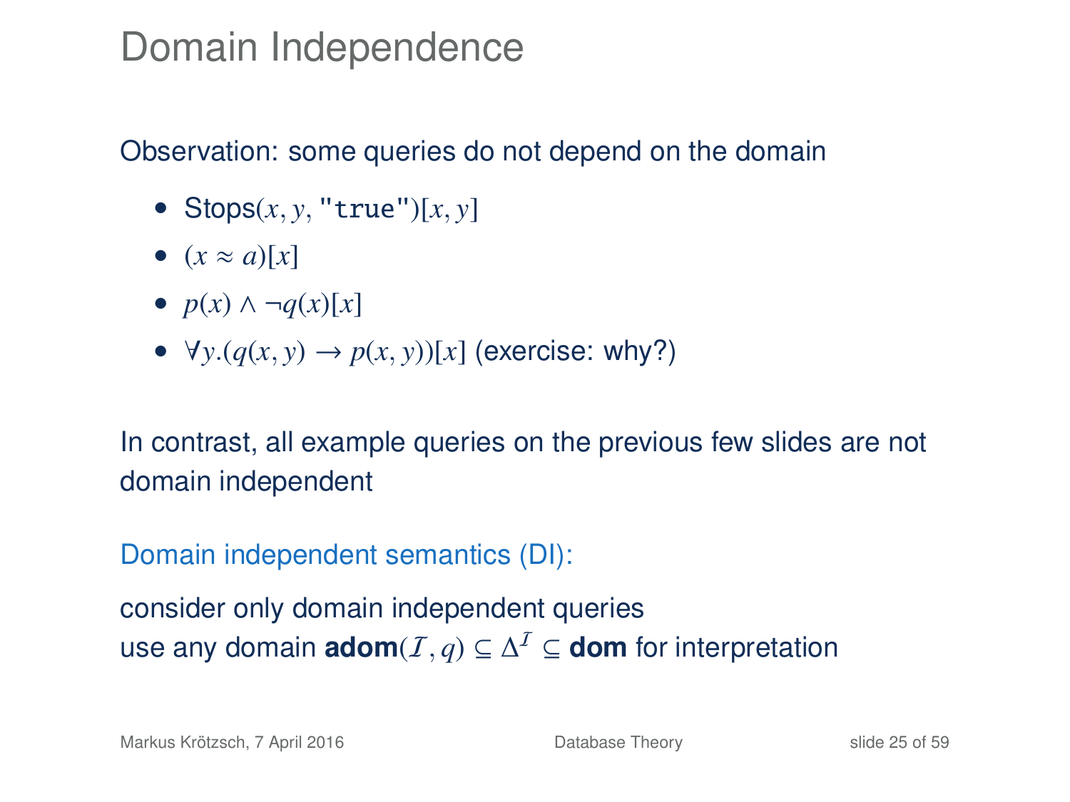# Domain Independence

Observation: some queries do not depend on the domain

- Stops$(x, y,$ "`true`"$)[x, y]$
- $(x \approx a)[x]$
- $p(x) \wedge \neg q(x)[x]$
- $\forall y.(q(x, y) \rightarrow p(x, y))[x]$ (exercise: why?)

In contrast, all example queries on the previous few slides are not domain independent

## Domain independent semantics (DI):

consider only domain independent queries
use any domain **adom**$(\mathcal{I}, q) \subseteq \Delta^{\mathcal{I}} \subseteq$ **dom** for interpretation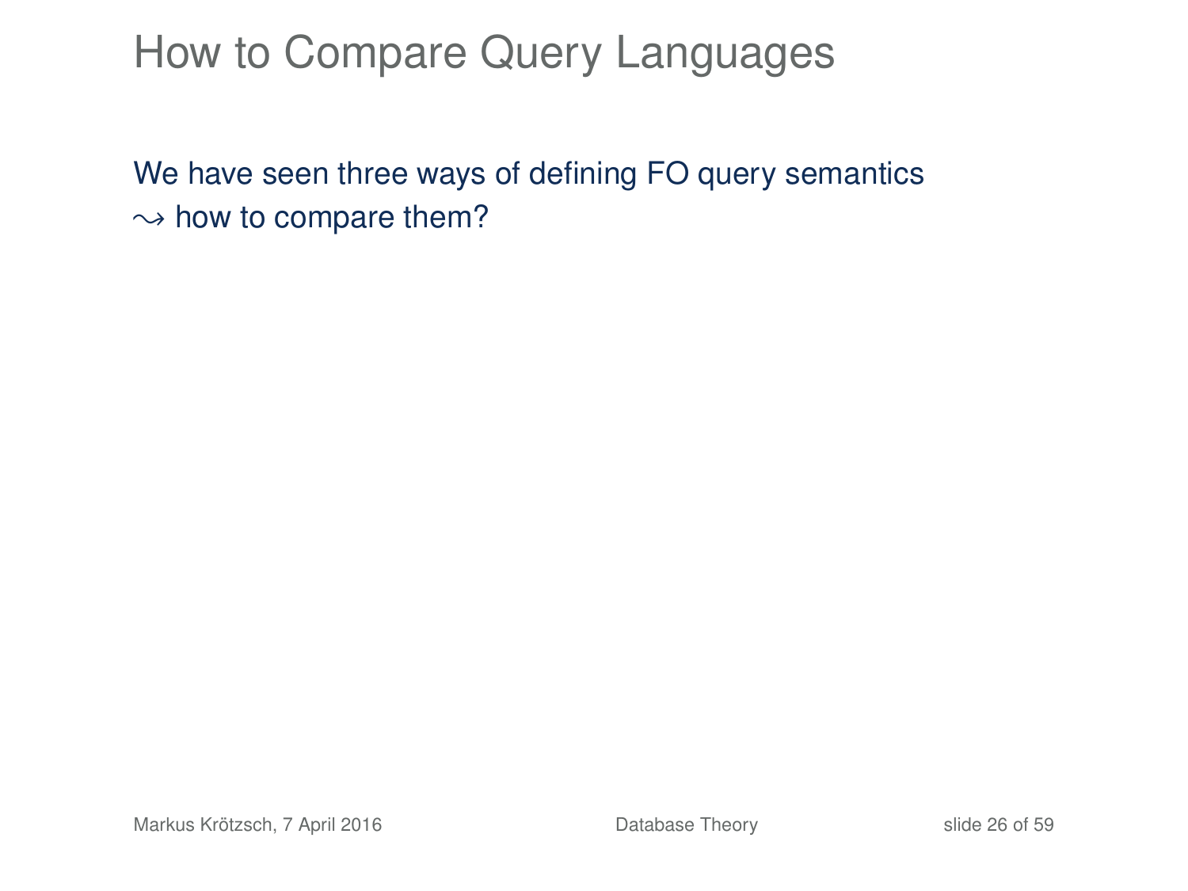# How to Compare Query Languages

We have seen three ways of defining FO query semantics
$\rightsquigarrow$ how to compare them?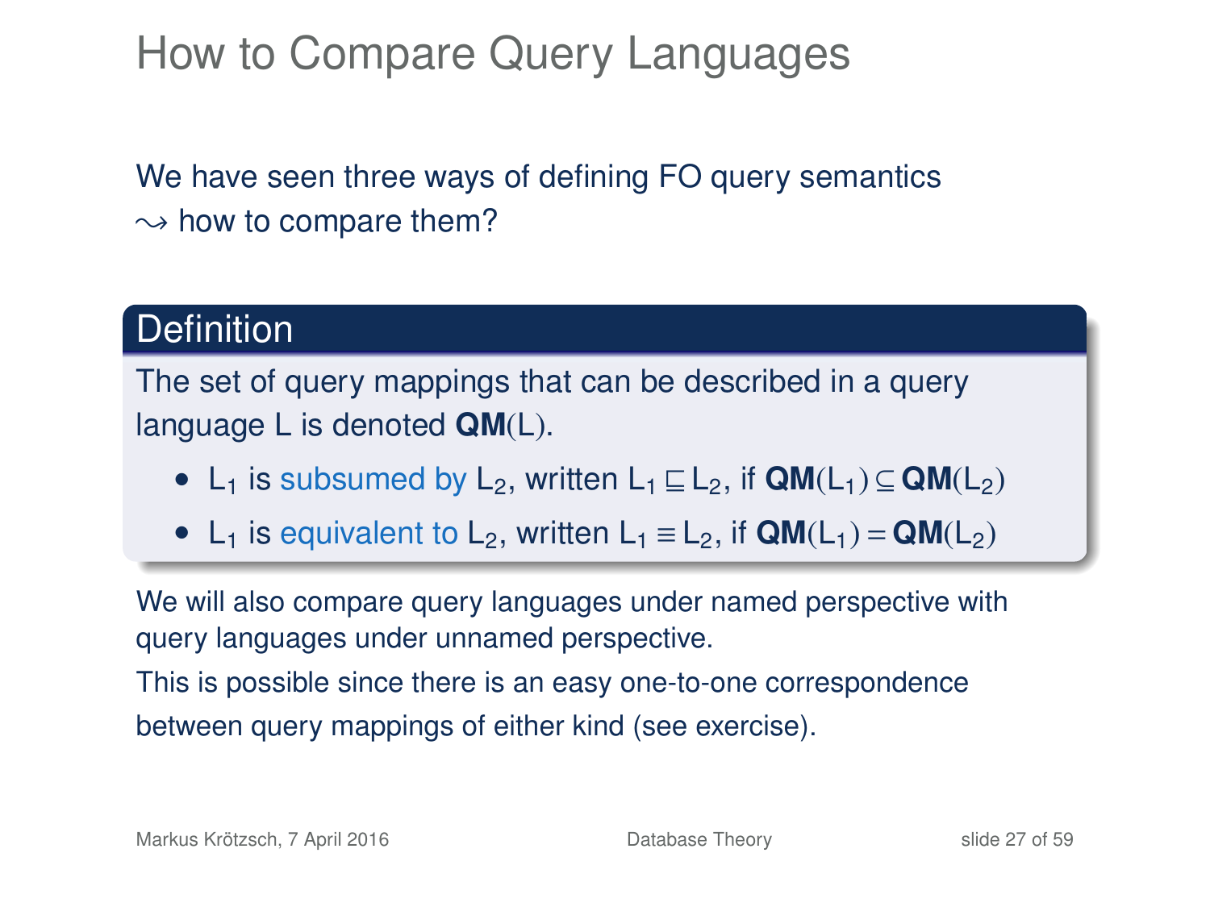# How to Compare Query Languages

We have seen three ways of defining FO query semantics
$\leadsto$ how to compare them?

**Definition**

The set of query mappings that can be described in a query language L is denoted **QM**(L).

- $\mathsf{L}_1$ is subsumed by $\mathsf{L}_2$, written $\mathsf{L}_1 \sqsubseteq \mathsf{L}_2$, if $\mathbf{QM}(\mathsf{L}_1) \subseteq \mathbf{QM}(\mathsf{L}_2)$
- $\mathsf{L}_1$ is equivalent to $\mathsf{L}_2$, written $\mathsf{L}_1 \equiv \mathsf{L}_2$, if $\mathbf{QM}(\mathsf{L}_1) = \mathbf{QM}(\mathsf{L}_2)$

We will also compare query languages under named perspective with query languages under unnamed perspective.

This is possible since there is an easy one-to-one correspondence between query mappings of either kind (see exercise).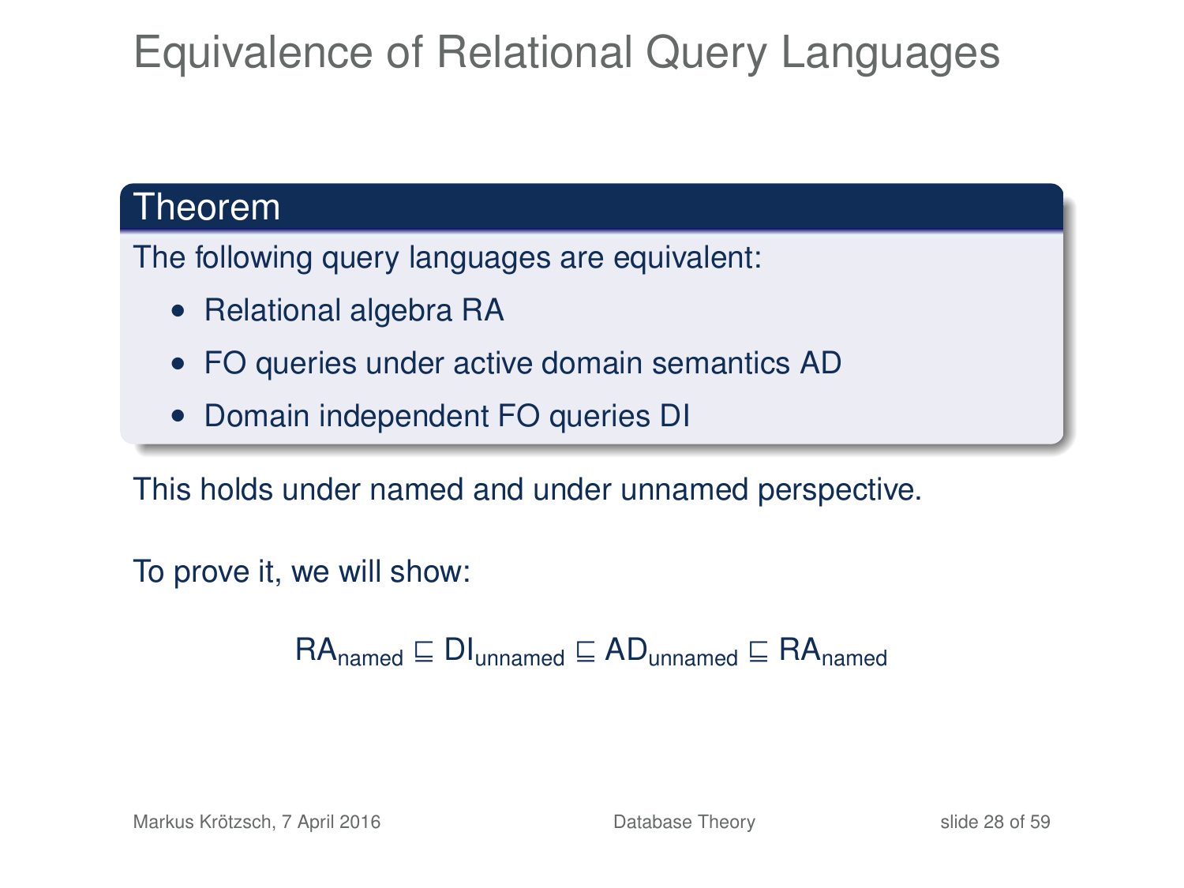# Equivalence of Relational Query Languages

**Theorem**

The following query languages are equivalent:

- Relational algebra RA
- FO queries under active domain semantics AD
- Domain independent FO queries DI

This holds under named and under unnamed perspective.

To prove it, we will show:

$$\mathrm{RA}_{\mathrm{named}} \sqsubseteq \mathrm{DI}_{\mathrm{unnamed}} \sqsubseteq \mathrm{AD}_{\mathrm{unnamed}} \sqsubseteq \mathrm{RA}_{\mathrm{named}}$$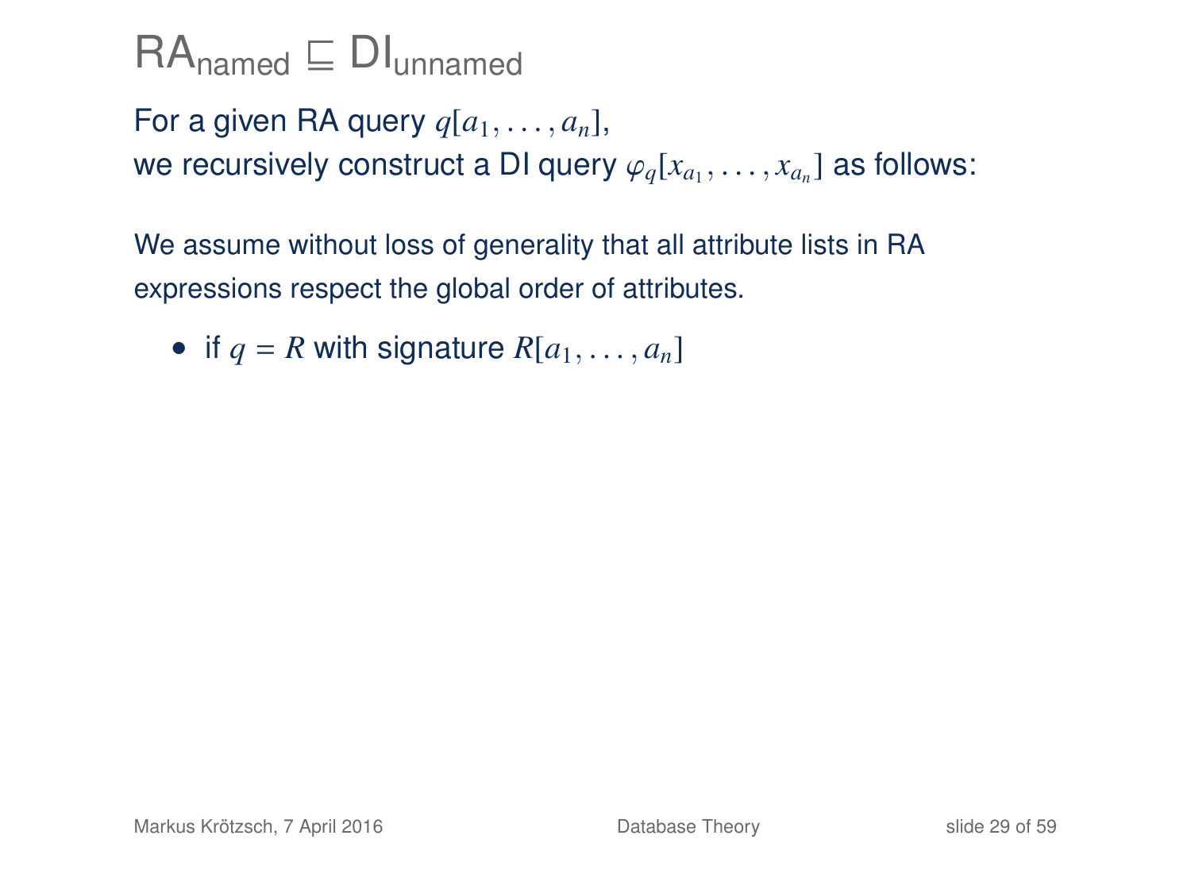# $\mathrm{RA}_{\mathrm{named}} \sqsubseteq \mathrm{DI}_{\mathrm{unnamed}}$

For a given RA query $q[a_1, \ldots, a_n]$,
we recursively construct a DI query $\varphi_q[x_{a_1}, \ldots, x_{a_n}]$ as follows:

We assume without loss of generality that all attribute lists in RA expressions respect the global order of attributes.

- if $q = R$ with signature $R[a_1, \ldots, a_n]$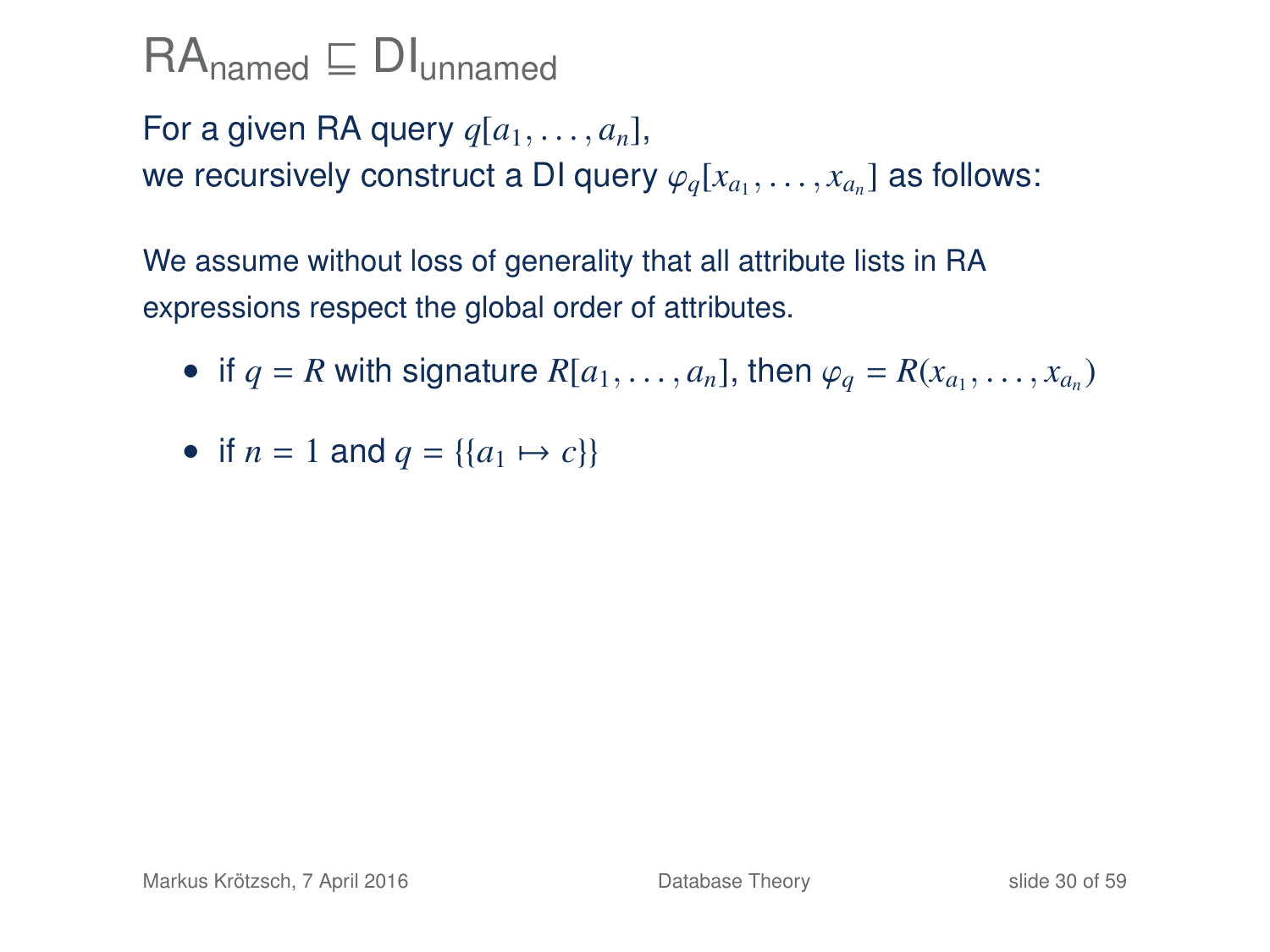# $\text{RA}_{\text{named}} \sqsubseteq \text{DI}_{\text{unnamed}}$

For a given RA query $q[a_1, \ldots, a_n]$,
we recursively construct a DI query $\varphi_q[x_{a_1}, \ldots, x_{a_n}]$ as follows:

We assume without loss of generality that all attribute lists in RA expressions respect the global order of attributes.

- if $q = R$ with signature $R[a_1, \ldots, a_n]$, then $\varphi_q = R(x_{a_1}, \ldots, x_{a_n})$
- if $n = 1$ and $q = \{\{a_1 \mapsto c\}\}$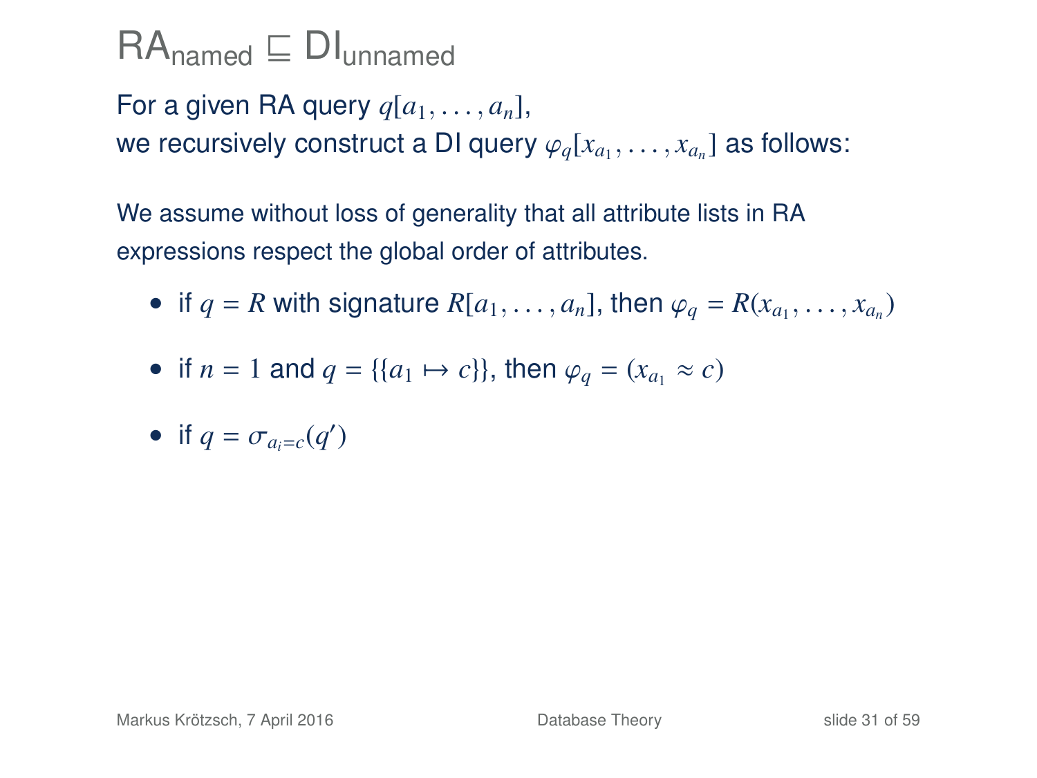# $\text{RA}_{\text{named}} \sqsubseteq \text{DI}_{\text{unnamed}}$

For a given RA query $q[a_1, \ldots, a_n]$,
we recursively construct a DI query $\varphi_q[x_{a_1}, \ldots, x_{a_n}]$ as follows:

We assume without loss of generality that all attribute lists in RA expressions respect the global order of attributes.

- if $q = R$ with signature $R[a_1, \ldots, a_n]$, then $\varphi_q = R(x_{a_1}, \ldots, x_{a_n})$
- if $n = 1$ and $q = \{\{a_1 \mapsto c\}\}$, then $\varphi_q = (x_{a_1} \approx c)$
- if $q = \sigma_{a_i=c}(q')$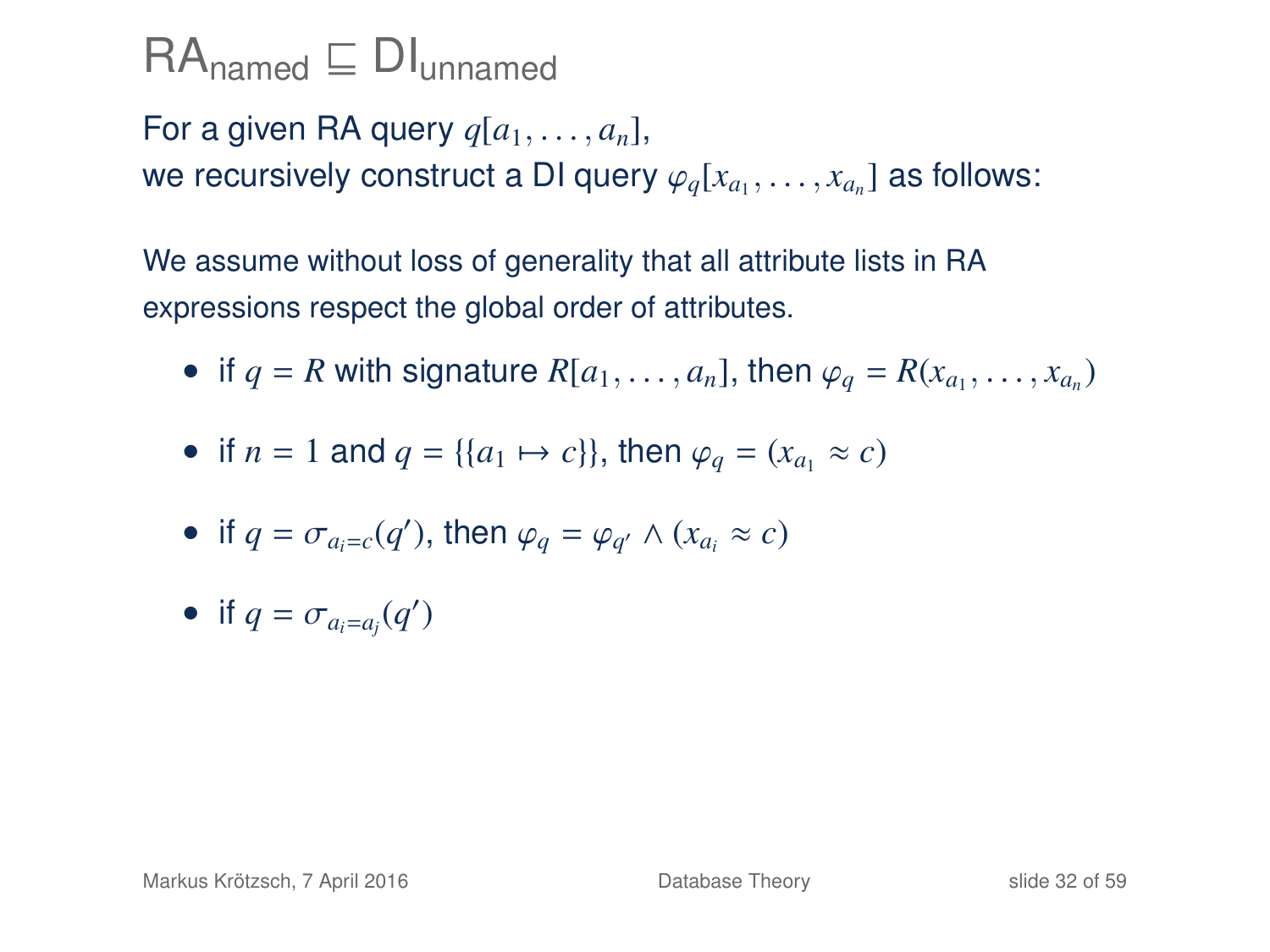# $\mathsf{RA}_{\text{named}} \sqsubseteq \mathsf{DI}_{\text{unnamed}}$

For a given RA query $q[a_1, \ldots, a_n]$,
we recursively construct a DI query $\varphi_q[x_{a_1}, \ldots, x_{a_n}]$ as follows:

We assume without loss of generality that all attribute lists in RA expressions respect the global order of attributes.

- if $q = R$ with signature $R[a_1, \ldots, a_n]$, then $\varphi_q = R(x_{a_1}, \ldots, x_{a_n})$
- if $n = 1$ and $q = \{\{a_1 \mapsto c\}\}$, then $\varphi_q = (x_{a_1} \approx c)$
- if $q = \sigma_{a_i=c}(q')$, then $\varphi_q = \varphi_{q'} \wedge (x_{a_i} \approx c)$
- if $q = \sigma_{a_i=a_j}(q')$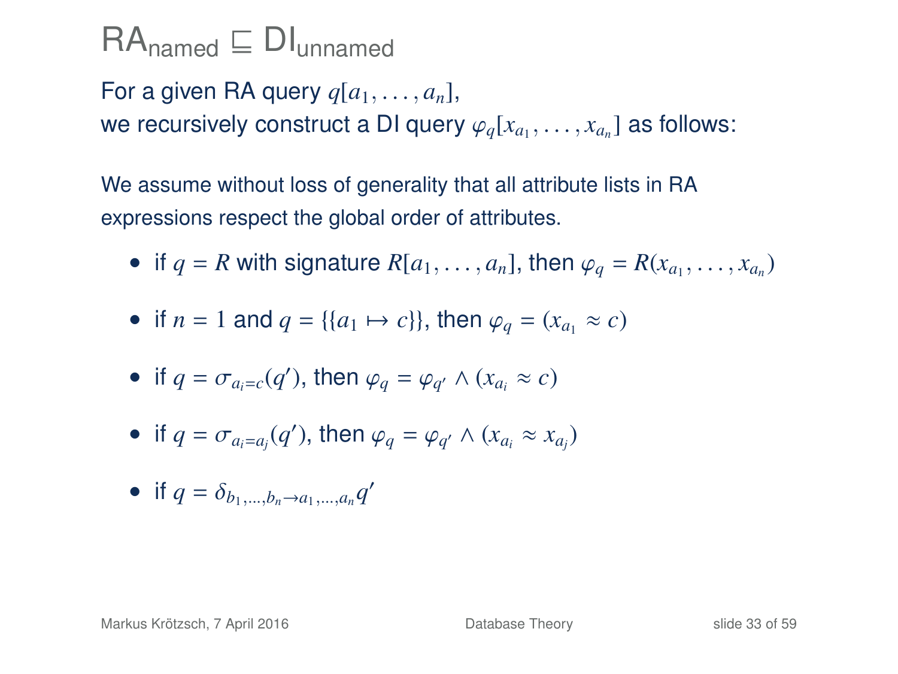# $\mathrm{RA}_{\mathrm{named}} \sqsubseteq \mathrm{DI}_{\mathrm{unnamed}}$

For a given RA query $q[a_1, \ldots, a_n]$,
we recursively construct a DI query $\varphi_q[x_{a_1}, \ldots, x_{a_n}]$ as follows:

We assume without loss of generality that all attribute lists in RA expressions respect the global order of attributes.

- if $q = R$ with signature $R[a_1, \ldots, a_n]$, then $\varphi_q = R(x_{a_1}, \ldots, x_{a_n})$
- if $n = 1$ and $q = \{\{a_1 \mapsto c\}\}$, then $\varphi_q = (x_{a_1} \approx c)$
- if $q = \sigma_{a_i=c}(q')$, then $\varphi_q = \varphi_{q'} \wedge (x_{a_i} \approx c)$
- if $q = \sigma_{a_i=a_j}(q')$, then $\varphi_q = \varphi_{q'} \wedge (x_{a_i} \approx x_{a_j})$
- if $q = \delta_{b_1,\ldots,b_n \to a_1,\ldots,a_n} q'$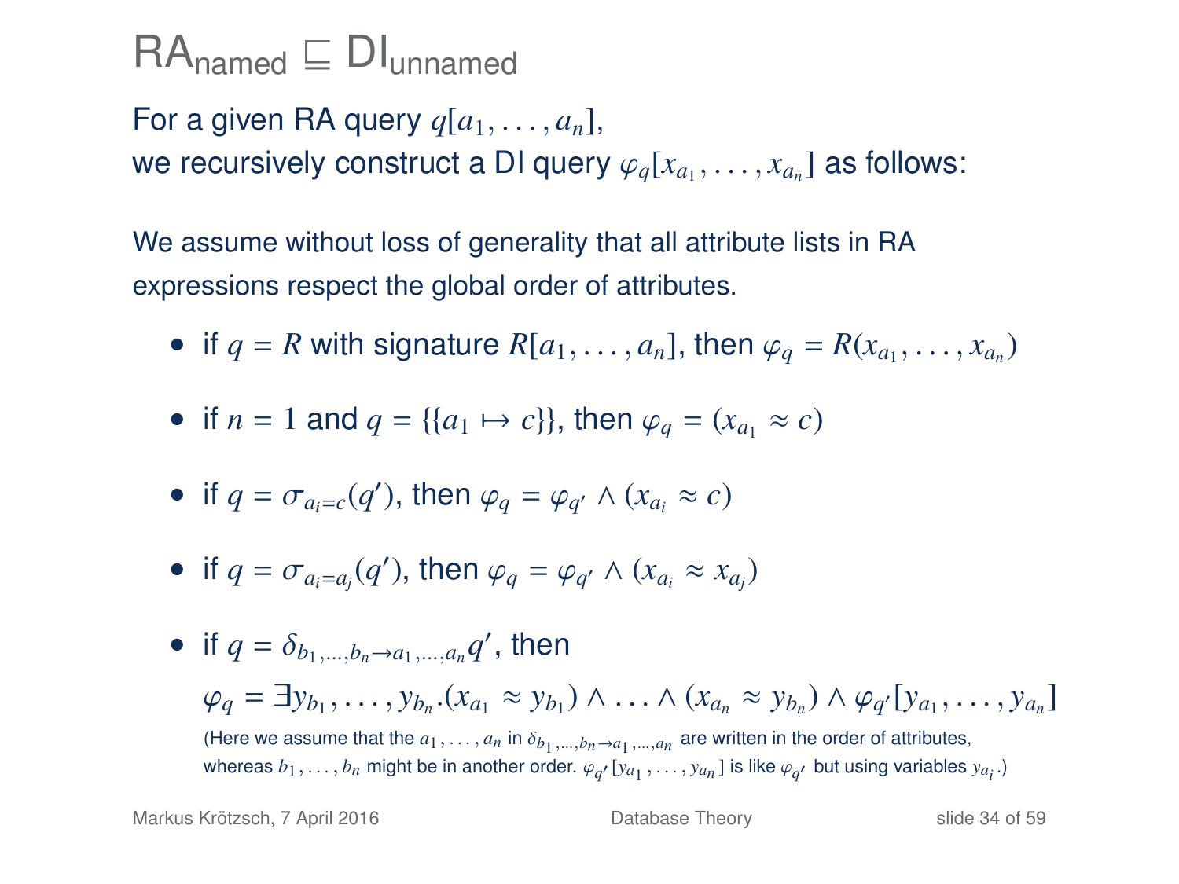# $\mathsf{RA}_{\text{named}} \sqsubseteq \mathsf{DI}_{\text{unnamed}}$

For a given RA query $q[a_1, \ldots, a_n]$,
we recursively construct a DI query $\varphi_q[x_{a_1}, \ldots, x_{a_n}]$ as follows:

We assume without loss of generality that all attribute lists in RA expressions respect the global order of attributes.

- if $q = R$ with signature $R[a_1, \ldots, a_n]$, then $\varphi_q = R(x_{a_1}, \ldots, x_{a_n})$
- if $n = 1$ and $q = \{\{a_1 \mapsto c\}\}$, then $\varphi_q = (x_{a_1} \approx c)$
- if $q = \sigma_{a_i = c}(q')$, then $\varphi_q = \varphi_{q'} \wedge (x_{a_i} \approx c)$
- if $q = \sigma_{a_i = a_j}(q')$, then $\varphi_q = \varphi_{q'} \wedge (x_{a_i} \approx x_{a_j})$
- if $q = \delta_{b_1, \ldots, b_n \to a_1, \ldots, a_n} q'$, then
  $\varphi_q = \exists y_{b_1}, \ldots, y_{b_n}.(x_{a_1} \approx y_{b_1}) \wedge \ldots \wedge (x_{a_n} \approx y_{b_n}) \wedge \varphi_{q'}[y_{a_1}, \ldots, y_{a_n}]$
  (Here we assume that the $a_1, \ldots, a_n$ in $\delta_{b_1, \ldots, b_n \to a_1, \ldots, a_n}$ are written in the order of attributes, whereas $b_1, \ldots, b_n$ might be in another order. $\varphi_{q'}[y_{a_1}, \ldots, y_{a_n}]$ is like $\varphi_{q'}$ but using variables $y_{a_i}$.)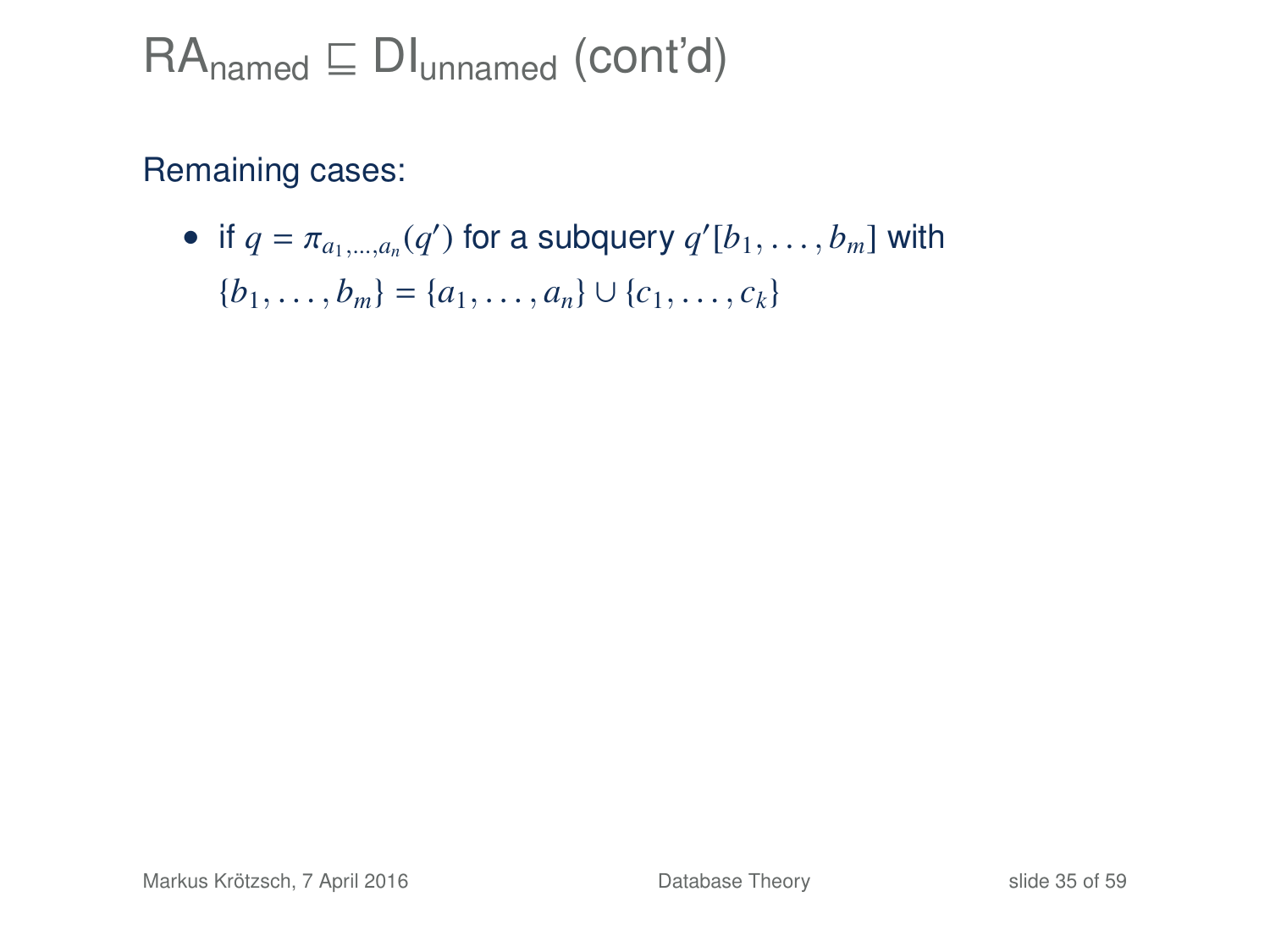# $\text{RA}_{\text{named}} \sqsubseteq \text{DI}_{\text{unnamed}}$ (cont'd)

Remaining cases:

- if $q = \pi_{a_1,\ldots,a_n}(q')$ for a subquery $q'[b_1,\ldots,b_m]$ with $\{b_1,\ldots,b_m\} = \{a_1,\ldots,a_n\} \cup \{c_1,\ldots,c_k\}$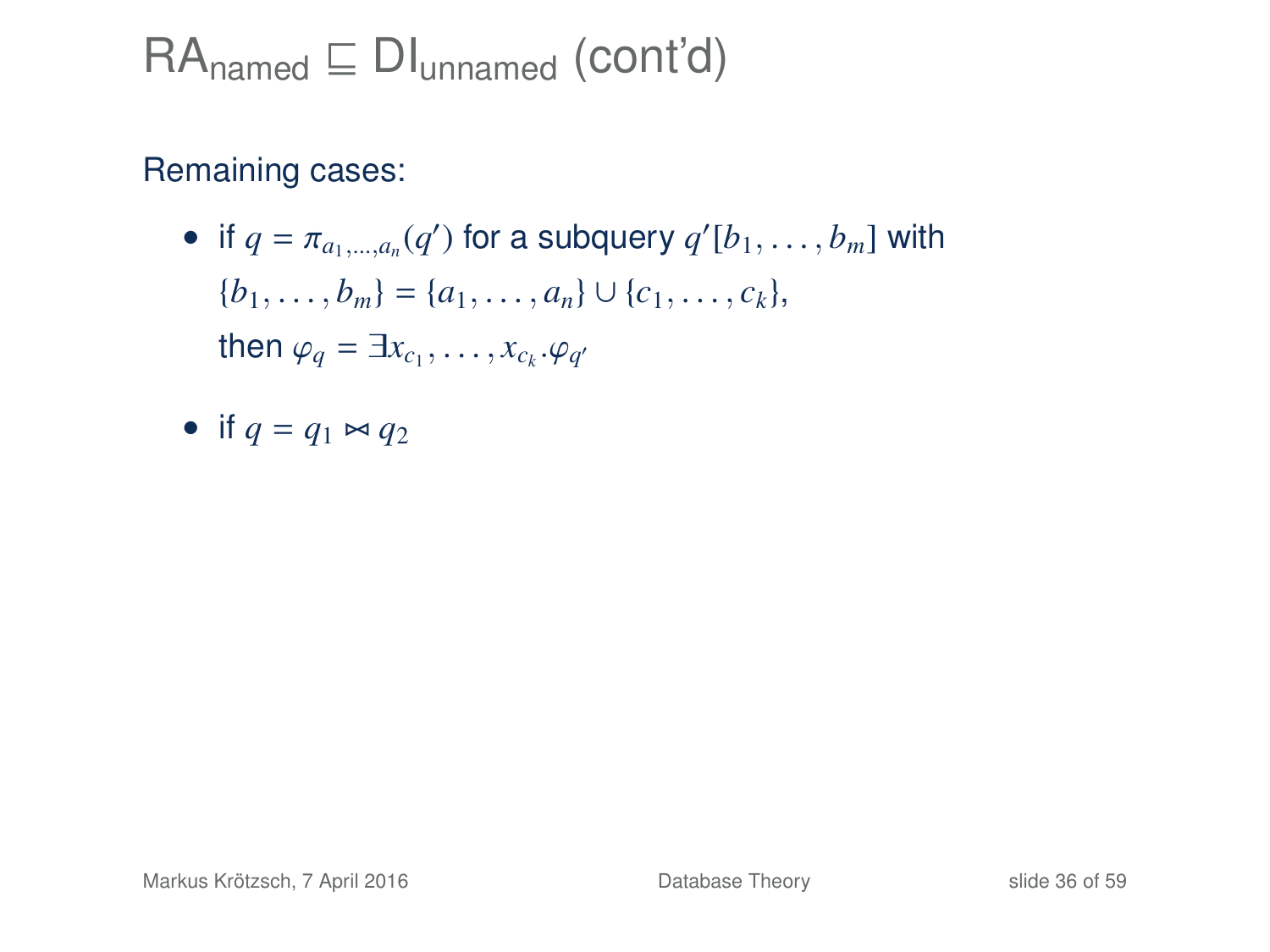# $\mathrm{RA}_{\mathrm{named}} \sqsubseteq \mathrm{DI}_{\mathrm{unnamed}}$ (cont'd)

Remaining cases:

- if $q = \pi_{a_1,\ldots,a_n}(q')$ for a subquery $q'[b_1, \ldots, b_m]$ with $\{b_1, \ldots, b_m\} = \{a_1, \ldots, a_n\} \cup \{c_1, \ldots, c_k\}$, then $\varphi_q = \exists x_{c_1}, \ldots, x_{c_k}.\varphi_{q'}$
- if $q = q_1 \bowtie q_2$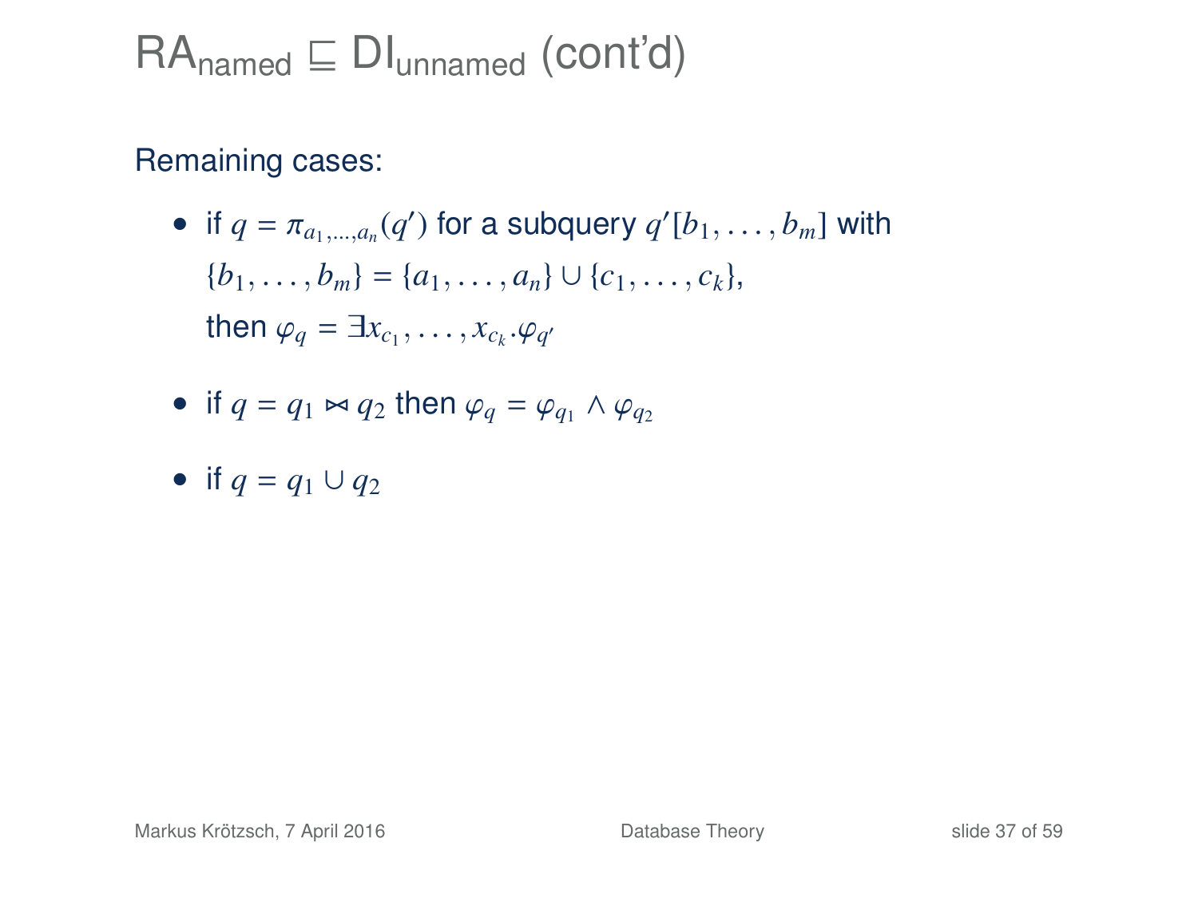# $\text{RA}_{\text{named}} \sqsubseteq \text{DI}_{\text{unnamed}}$ (cont'd)

Remaining cases:

- if $q = \pi_{a_1,\ldots,a_n}(q')$ for a subquery $q'[b_1, \ldots, b_m]$ with $\{b_1, \ldots, b_m\} = \{a_1, \ldots, a_n\} \cup \{c_1, \ldots, c_k\}$, then $\varphi_q = \exists x_{c_1}, \ldots, x_{c_k}.\varphi_{q'}$
- if $q = q_1 \bowtie q_2$ then $\varphi_q = \varphi_{q_1} \wedge \varphi_{q_2}$
- if $q = q_1 \cup q_2$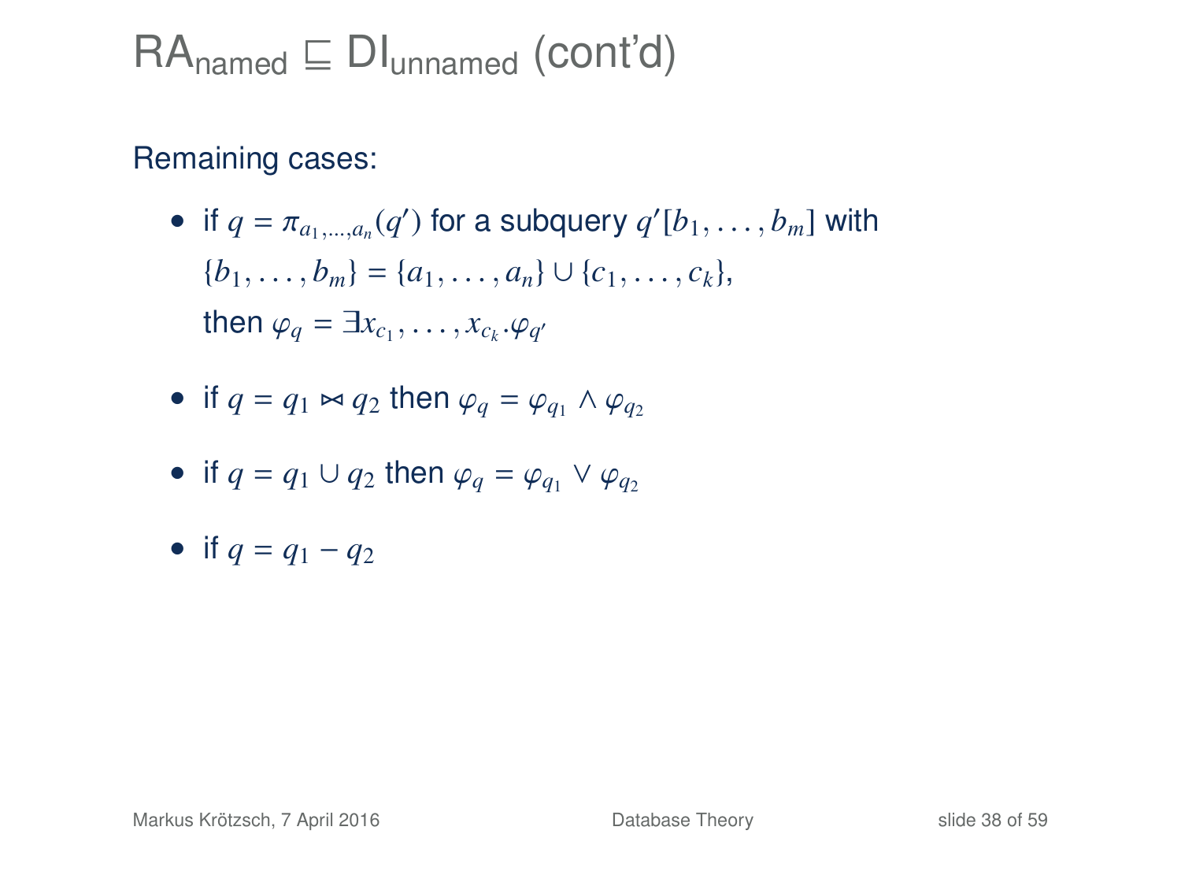# $\text{RA}_{\text{named}} \sqsubseteq \text{DI}_{\text{unnamed}}$ (cont'd)

Remaining cases:

- if $q = \pi_{a_1,\ldots,a_n}(q')$ for a subquery $q'[b_1, \ldots, b_m]$ with $\{b_1, \ldots, b_m\} = \{a_1, \ldots, a_n\} \cup \{c_1, \ldots, c_k\}$, then $\varphi_q = \exists x_{c_1}, \ldots, x_{c_k}.\varphi_{q'}$
- if $q = q_1 \bowtie q_2$ then $\varphi_q = \varphi_{q_1} \wedge \varphi_{q_2}$
- if $q = q_1 \cup q_2$ then $\varphi_q = \varphi_{q_1} \vee \varphi_{q_2}$
- if $q = q_1 - q_2$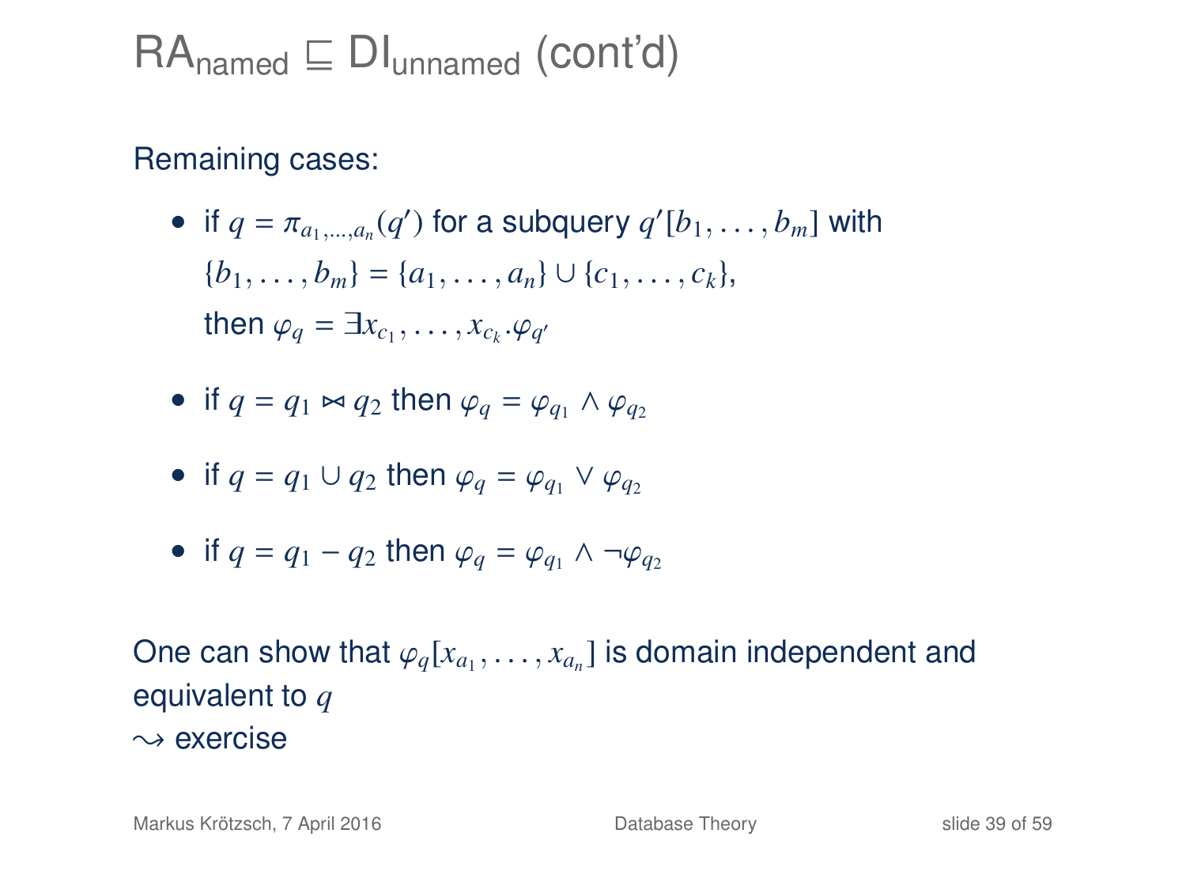# $\text{RA}_{\text{named}} \sqsubseteq \text{DI}_{\text{unnamed}}$ (cont'd)

Remaining cases:

- if $q = \pi_{a_1,\ldots,a_n}(q')$ for a subquery $q'[b_1, \ldots, b_m]$ with $\{b_1, \ldots, b_m\} = \{a_1, \ldots, a_n\} \cup \{c_1, \ldots, c_k\}$, then $\varphi_q = \exists x_{c_1}, \ldots, x_{c_k}.\varphi_{q'}$
- if $q = q_1 \bowtie q_2$ then $\varphi_q = \varphi_{q_1} \wedge \varphi_{q_2}$
- if $q = q_1 \cup q_2$ then $\varphi_q = \varphi_{q_1} \vee \varphi_{q_2}$
- if $q = q_1 - q_2$ then $\varphi_q = \varphi_{q_1} \wedge \neg\varphi_{q_2}$

One can show that $\varphi_q[x_{a_1}, \ldots, x_{a_n}]$ is domain independent and equivalent to $q$
$\rightsquigarrow$ exercise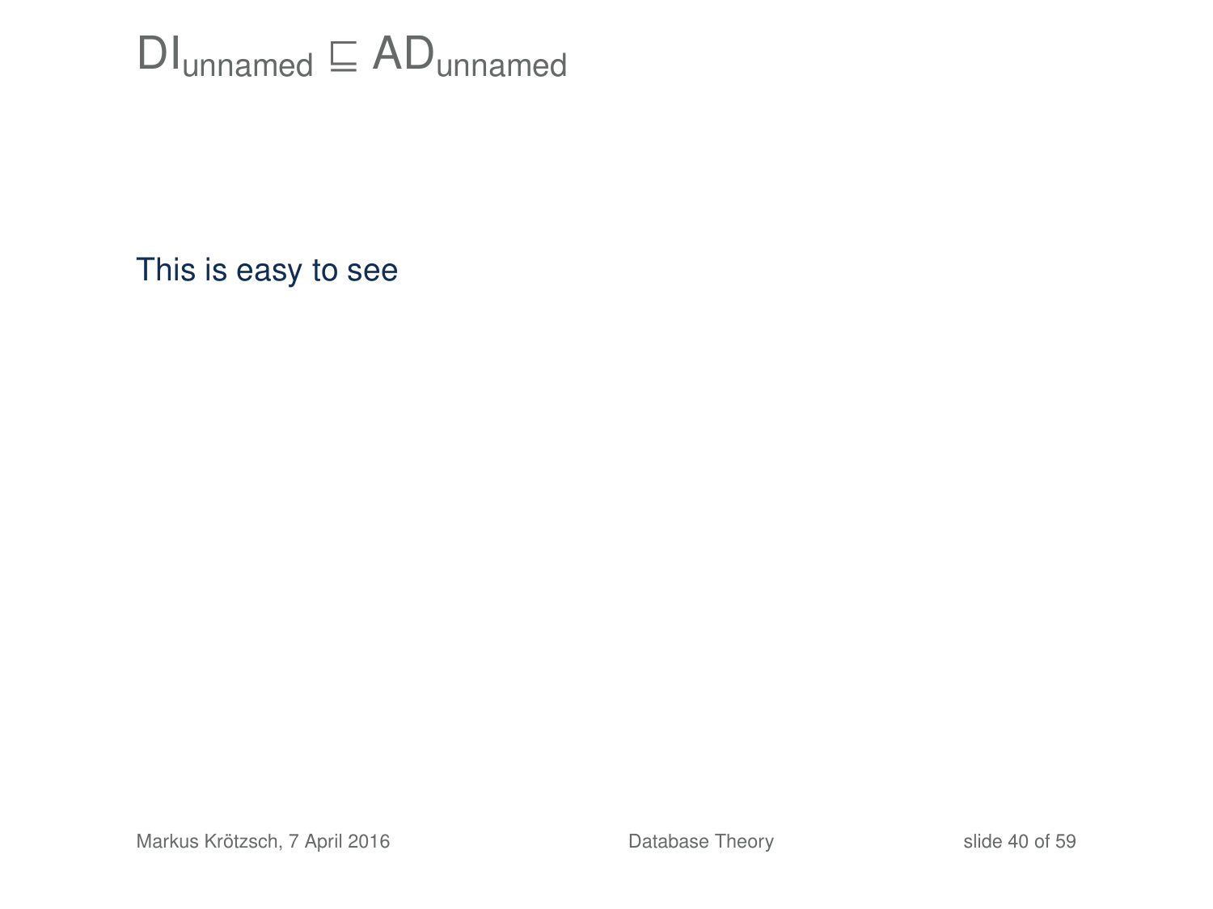# $\mathsf{DI}_{\mathsf{unnamed}} \sqsubseteq \mathsf{AD}_{\mathsf{unnamed}}$

This is easy to see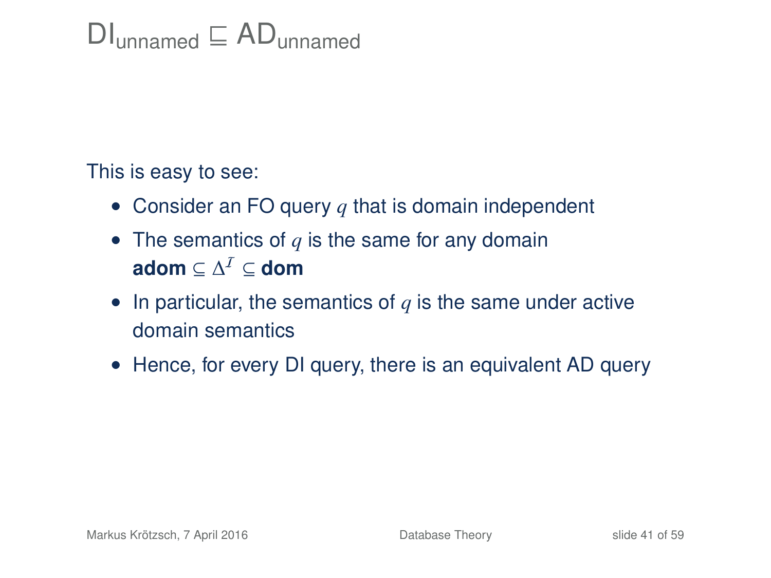# $\mathsf{DI}_{\mathsf{unnamed}} \sqsubseteq \mathsf{AD}_{\mathsf{unnamed}}$

This is easy to see:

- Consider an FO query $q$ that is domain independent
- The semantics of $q$ is the same for any domain **adom** $\subseteq \Delta^{\mathcal{I}} \subseteq$ **dom**
- In particular, the semantics of $q$ is the same under active domain semantics
- Hence, for every DI query, there is an equivalent AD query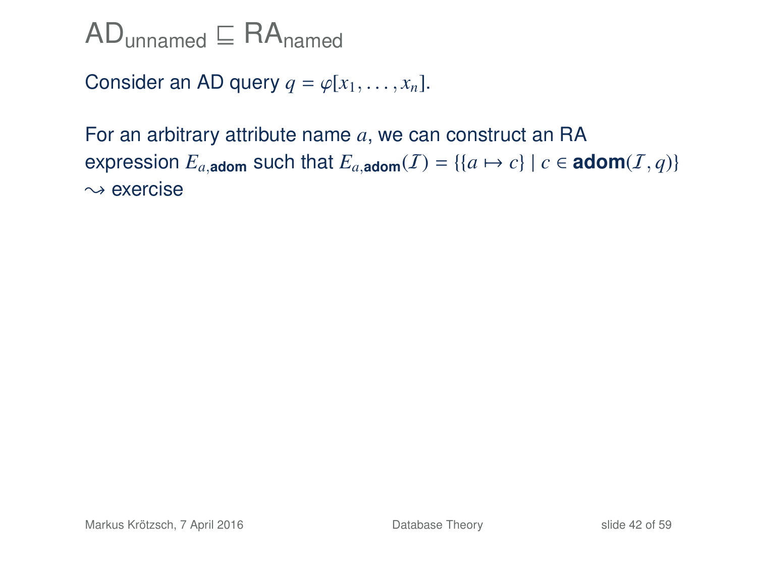# $\text{AD}_{\text{unnamed}} \sqsubseteq \text{RA}_{\text{named}}$

Consider an AD query $q = \varphi[x_1, \ldots, x_n]$.

For an arbitrary attribute name $a$, we can construct an RA expression $E_{a,\textbf{adom}}$ such that $E_{a,\textbf{adom}}(\mathcal{I}) = \{\{a \mapsto c\} \mid c \in \textbf{adom}(\mathcal{I}, q)\}$
$\leadsto$ exercise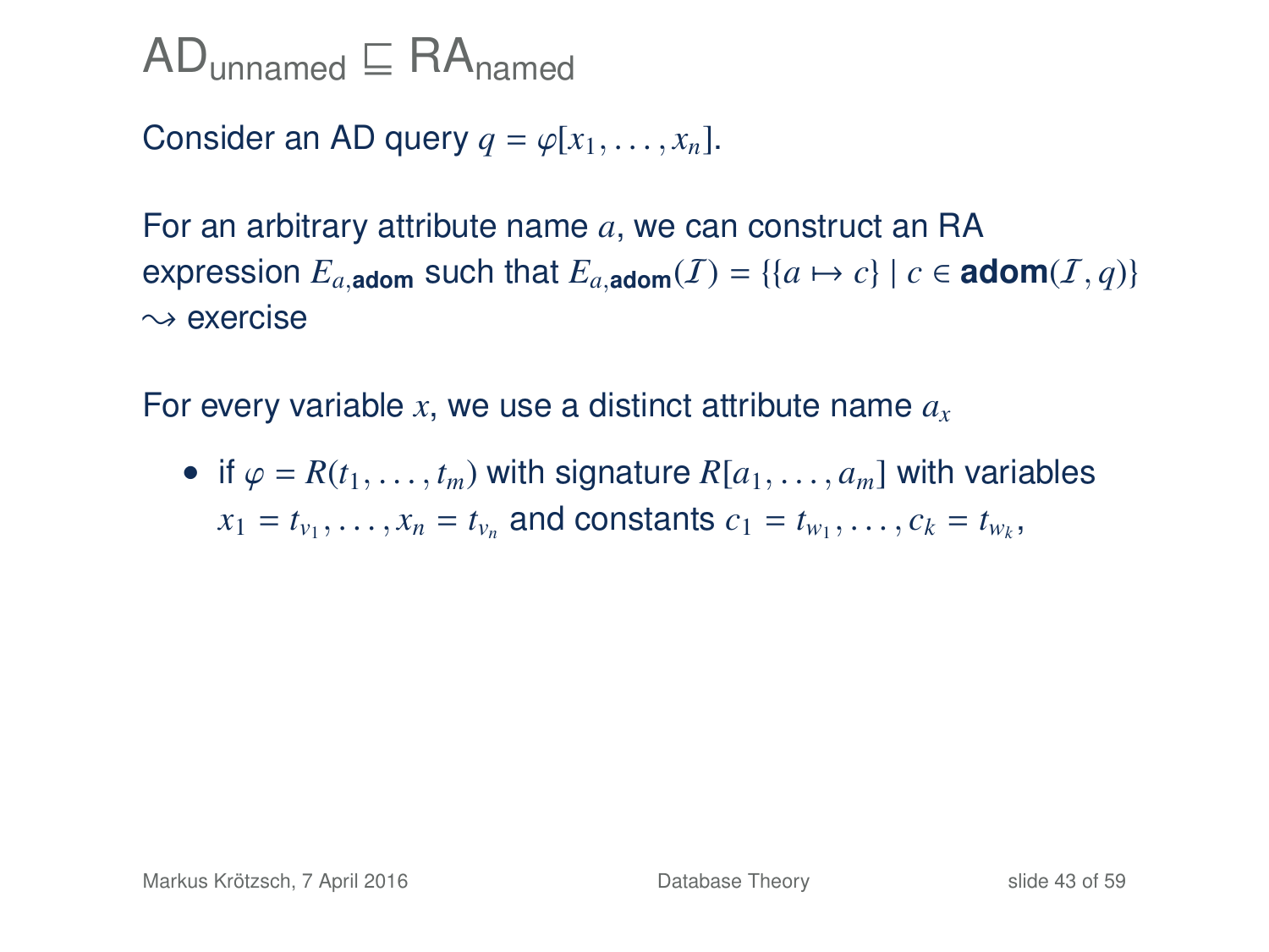# $\mathsf{AD}_{\mathsf{unnamed}} \sqsubseteq \mathsf{RA}_{\mathsf{named}}$

Consider an AD query $q = \varphi[x_1, \ldots, x_n]$.

For an arbitrary attribute name $a$, we can construct an RA expression $E_{a,\textbf{adom}}$ such that $E_{a,\textbf{adom}}(\mathcal{I}) = \{\{a \mapsto c\} \mid c \in \textbf{adom}(\mathcal{I}, q)\}$ $\rightsquigarrow$ exercise

For every variable $x$, we use a distinct attribute name $a_x$

- if $\varphi = R(t_1, \ldots, t_m)$ with signature $R[a_1, \ldots, a_m]$ with variables $x_1 = t_{v_1}, \ldots, x_n = t_{v_n}$ and constants $c_1 = t_{w_1}, \ldots, c_k = t_{w_k}$,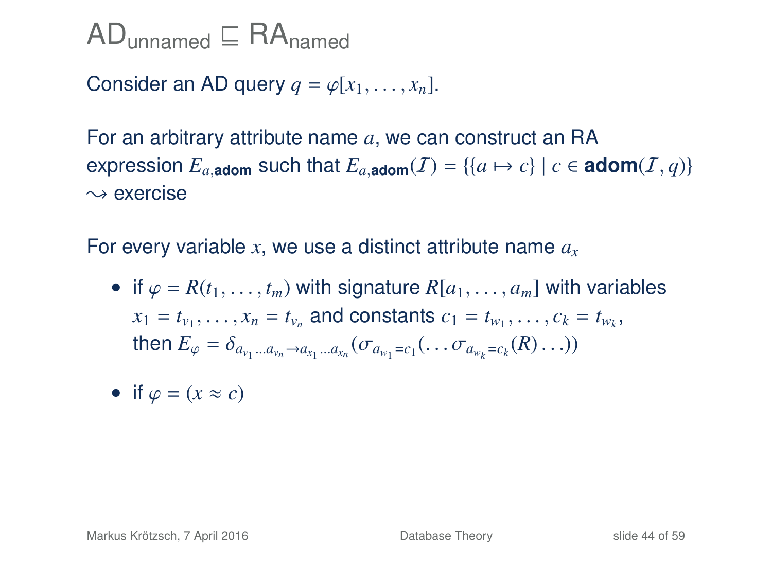# $\text{AD}_{\text{unnamed}} \sqsubseteq \text{RA}_{\text{named}}$

Consider an AD query $q = \varphi[x_1, \ldots, x_n]$.

For an arbitrary attribute name $a$, we can construct an RA expression $E_{a,\textbf{adom}}$ such that $E_{a,\textbf{adom}}(\mathcal{I}) = \{\{a \mapsto c\} \mid c \in \textbf{adom}(\mathcal{I}, q)\}$
$\rightsquigarrow$ exercise

For every variable $x$, we use a distinct attribute name $a_x$

- if $\varphi = R(t_1, \ldots, t_m)$ with signature $R[a_1, \ldots, a_m]$ with variables $x_1 = t_{v_1}, \ldots, x_n = t_{v_n}$ and constants $c_1 = t_{w_1}, \ldots, c_k = t_{w_k}$, then $E_\varphi = \delta_{a_{v_1} \ldots a_{v_n} \to a_{x_1} \ldots a_{x_n}}(\sigma_{a_{w_1} = c_1}(\ldots \sigma_{a_{w_k} = c_k}(R) \ldots))$
- if $\varphi = (x \approx c)$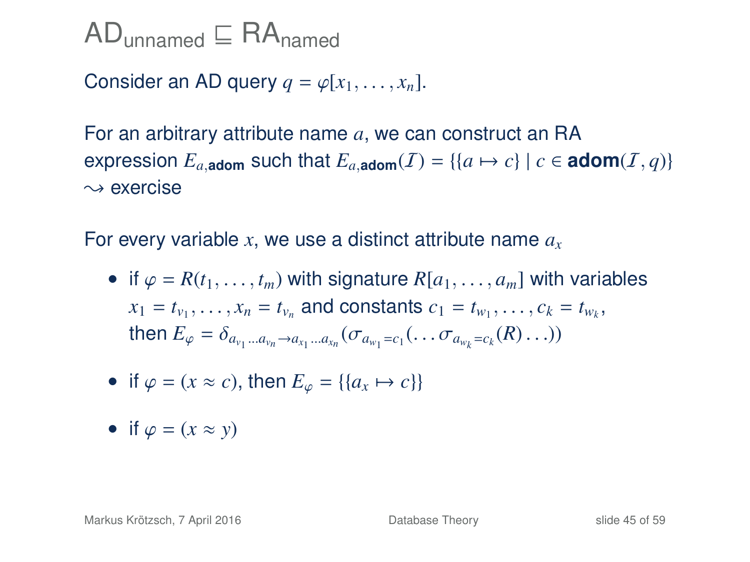# $\text{AD}_{\text{unnamed}} \sqsubseteq \text{RA}_{\text{named}}$

Consider an AD query $q = \varphi[x_1, \ldots, x_n]$.

For an arbitrary attribute name $a$, we can construct an RA expression $E_{a,\textbf{adom}}$ such that $E_{a,\textbf{adom}}(\mathcal{I}) = \{\{a \mapsto c\} \mid c \in \textbf{adom}(\mathcal{I}, q)\}$
$\rightsquigarrow$ exercise

For every variable $x$, we use a distinct attribute name $a_x$

- if $\varphi = R(t_1, \ldots, t_m)$ with signature $R[a_1, \ldots, a_m]$ with variables $x_1 = t_{v_1}, \ldots, x_n = t_{v_n}$ and constants $c_1 = t_{w_1}, \ldots, c_k = t_{w_k}$, then $E_\varphi = \delta_{a_{v_1} \ldots a_{v_n} \to a_{x_1} \ldots a_{x_n}}(\sigma_{a_{w_1}=c_1}(\ldots \sigma_{a_{w_k}=c_k}(R) \ldots))$
- if $\varphi = (x \approx c)$, then $E_\varphi = \{\{a_x \mapsto c\}\}$
- if $\varphi = (x \approx y)$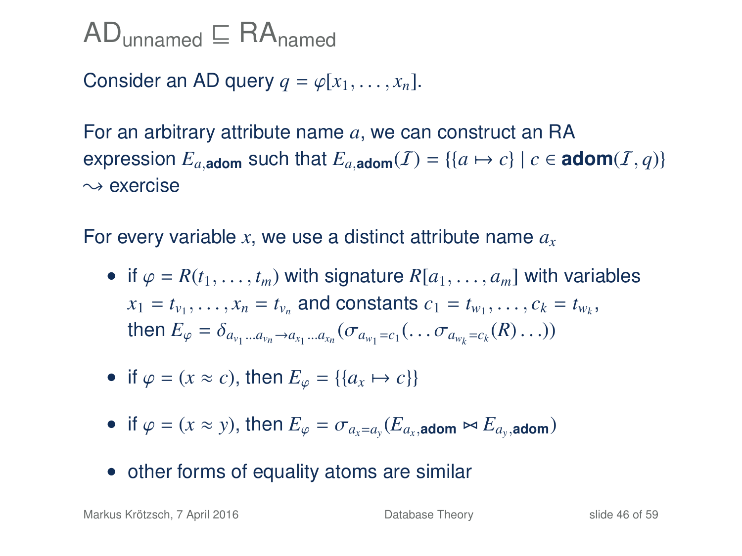# $\mathsf{AD}_{\mathsf{unnamed}} \sqsubseteq \mathsf{RA}_{\mathsf{named}}$

Consider an AD query $q = \varphi[x_1, \ldots, x_n]$.

For an arbitrary attribute name $a$, we can construct an RA expression $E_{a,\mathbf{adom}}$ such that $E_{a,\mathbf{adom}}(\mathcal{I}) = \{\{a \mapsto c\} \mid c \in \mathbf{adom}(\mathcal{I}, q)\}$
$\rightsquigarrow$ exercise

For every variable $x$, we use a distinct attribute name $a_x$

- if $\varphi = R(t_1, \ldots, t_m)$ with signature $R[a_1, \ldots, a_m]$ with variables $x_1 = t_{v_1}, \ldots, x_n = t_{v_n}$ and constants $c_1 = t_{w_1}, \ldots, c_k = t_{w_k}$, then $E_\varphi = \delta_{a_{v_1} \ldots a_{v_n} \to a_{x_1} \ldots a_{x_n}}(\sigma_{a_{w_1} = c_1}(\ldots \sigma_{a_{w_k} = c_k}(R) \ldots))$
- if $\varphi = (x \approx c)$, then $E_\varphi = \{\{a_x \mapsto c\}\}$
- if $\varphi = (x \approx y)$, then $E_\varphi = \sigma_{a_x = a_y}(E_{a_x,\mathbf{adom}} \bowtie E_{a_y,\mathbf{adom}})$
- other forms of equality atoms are similar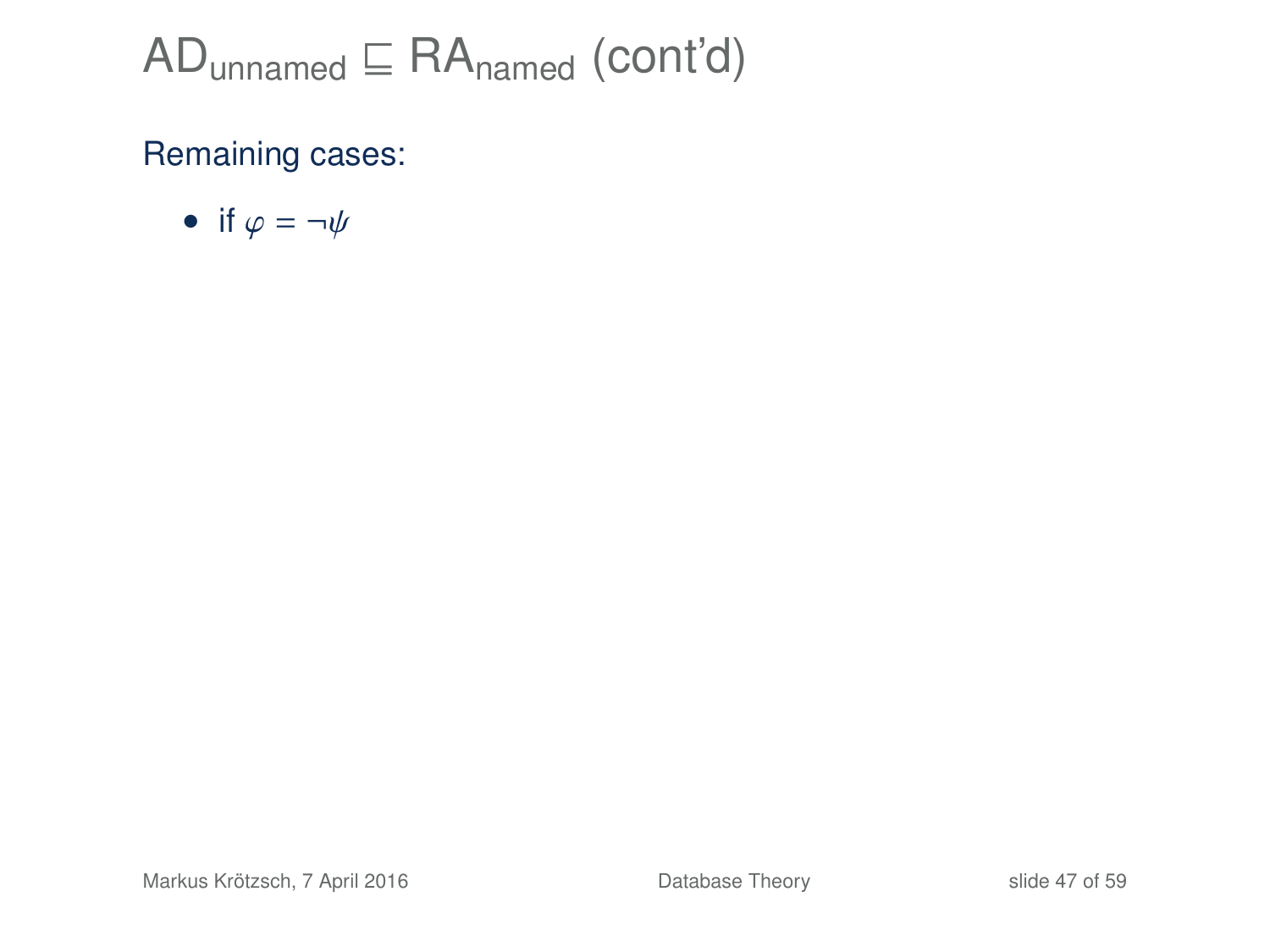# $\text{AD}_{\text{unnamed}} \sqsubseteq \text{RA}_{\text{named}}$ (cont'd)

Remaining cases:

- if $\varphi = \neg\psi$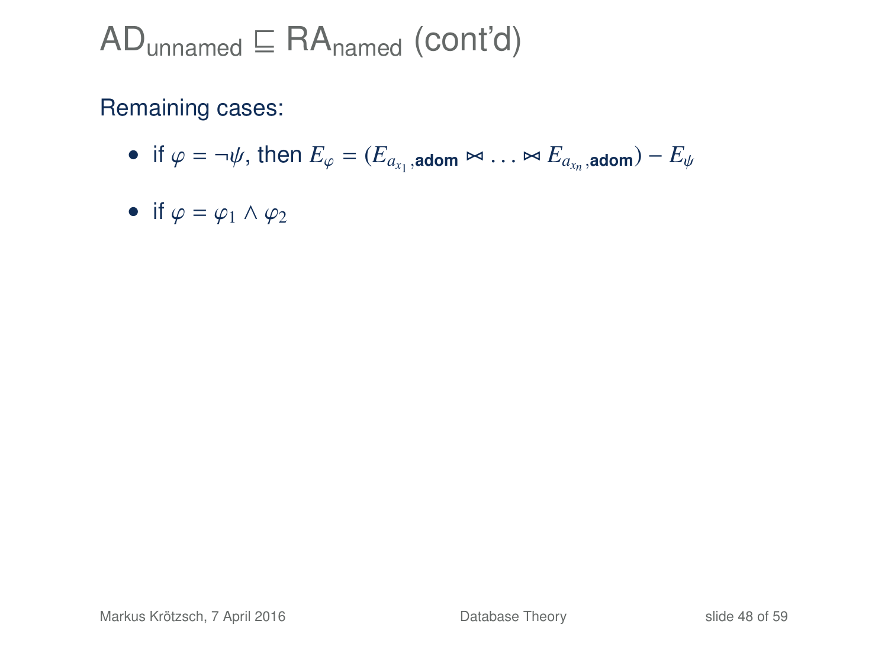# $\mathsf{AD}_{\mathsf{unnamed}} \sqsubseteq \mathsf{RA}_{\mathsf{named}}$ (cont'd)

Remaining cases:

- if $\varphi = \neg\psi$, then $E_\varphi = (E_{a_{x_1},\textbf{adom}} \bowtie \ldots \bowtie E_{a_{x_n},\textbf{adom}}) - E_\psi$
- if $\varphi = \varphi_1 \land \varphi_2$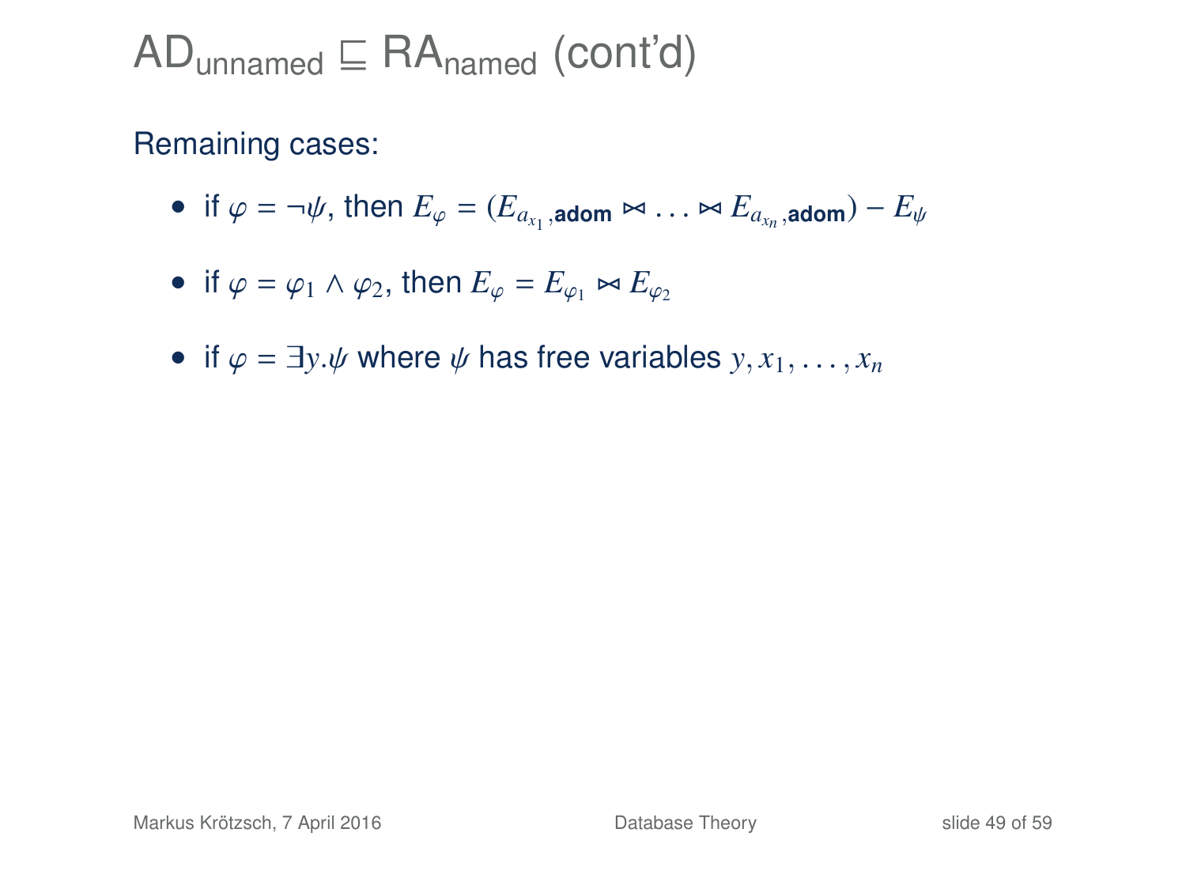# $\mathsf{AD}_{\text{unnamed}} \sqsubseteq \mathsf{RA}_{\text{named}}$ (cont'd)

Remaining cases:

- if $\varphi = \neg\psi$, then $E_\varphi = (E_{a_{x_1},\textbf{adom}} \bowtie \ldots \bowtie E_{a_{x_n},\textbf{adom}}) - E_\psi$
- if $\varphi = \varphi_1 \wedge \varphi_2$, then $E_\varphi = E_{\varphi_1} \bowtie E_{\varphi_2}$
- if $\varphi = \exists y.\psi$ where $\psi$ has free variables $y, x_1, \ldots, x_n$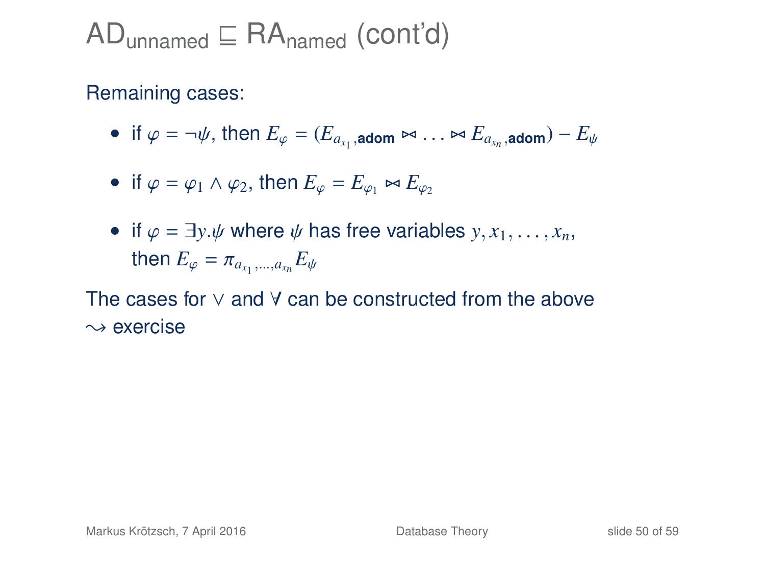# $\mathsf{AD}_{\text{unnamed}} \sqsubseteq \mathsf{RA}_{\text{named}}$ (cont'd)

Remaining cases:

- if $\varphi = \neg\psi$, then $E_\varphi = (E_{a_{x_1},\textbf{adom}} \bowtie \ldots \bowtie E_{a_{x_n},\textbf{adom}}) - E_\psi$
- if $\varphi = \varphi_1 \wedge \varphi_2$, then $E_\varphi = E_{\varphi_1} \bowtie E_{\varphi_2}$
- if $\varphi = \exists y.\psi$ where $\psi$ has free variables $y, x_1, \ldots, x_n$, then $E_\varphi = \pi_{a_{x_1},\ldots,a_{x_n}} E_\psi$

The cases for $\vee$ and $\forall$ can be constructed from the above
$\leadsto$ exercise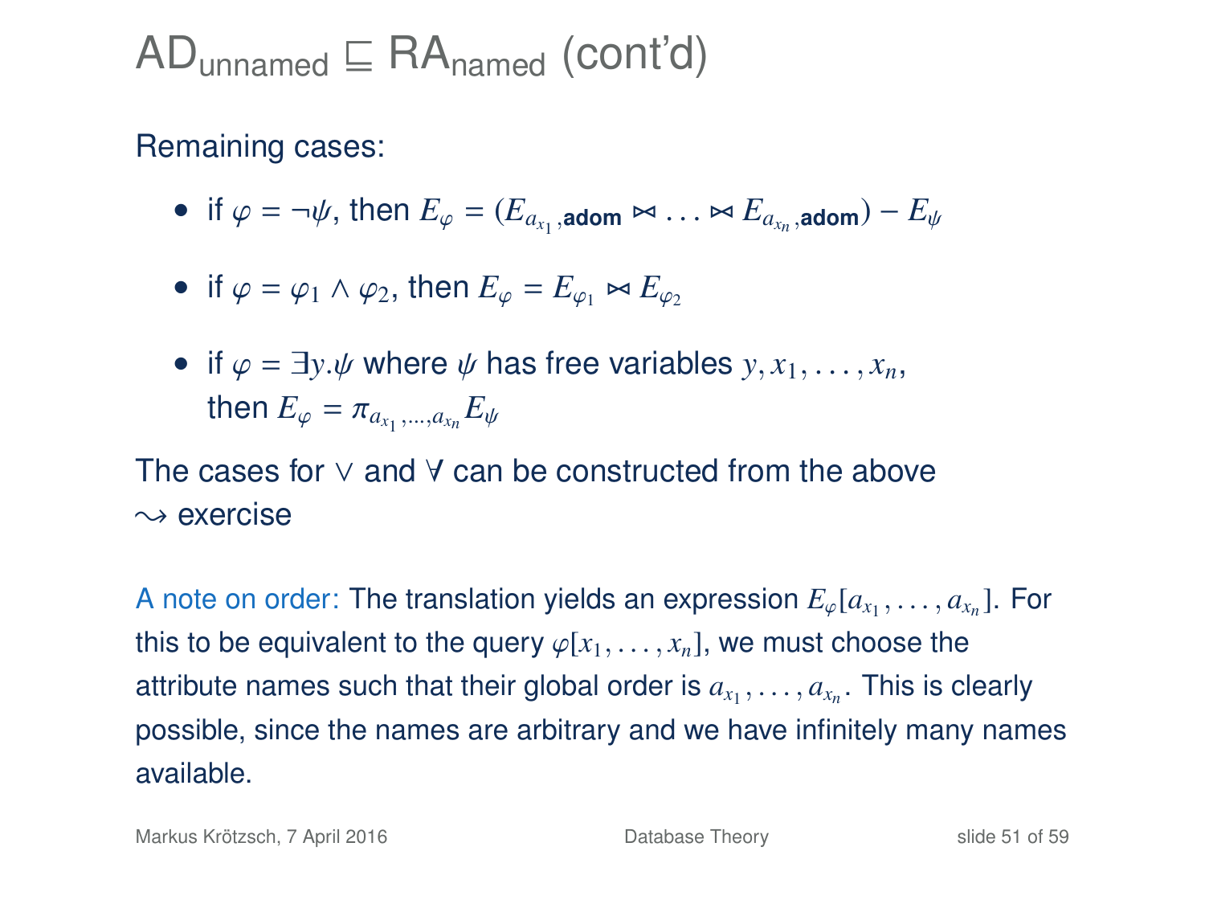# $\text{AD}_{\text{unnamed}} \sqsubseteq \text{RA}_{\text{named}}$ (cont'd)

Remaining cases:

- if $\varphi = \neg\psi$, then $E_\varphi = (E_{a_{x_1},\textbf{adom}} \bowtie \ldots \bowtie E_{a_{x_n},\textbf{adom}}) - E_\psi$
- if $\varphi = \varphi_1 \wedge \varphi_2$, then $E_\varphi = E_{\varphi_1} \bowtie E_{\varphi_2}$
- if $\varphi = \exists y.\psi$ where $\psi$ has free variables $y, x_1, \ldots, x_n$, then $E_\varphi = \pi_{a_{x_1},\ldots,a_{x_n}} E_\psi$

The cases for $\vee$ and $\forall$ can be constructed from the above
$\leadsto$ exercise

A note on order: The translation yields an expression $E_\varphi[a_{x_1}, \ldots, a_{x_n}]$. For this to be equivalent to the query $\varphi[x_1, \ldots, x_n]$, we must choose the attribute names such that their global order is $a_{x_1}, \ldots, a_{x_n}$. This is clearly possible, since the names are arbitrary and we have infinitely many names available.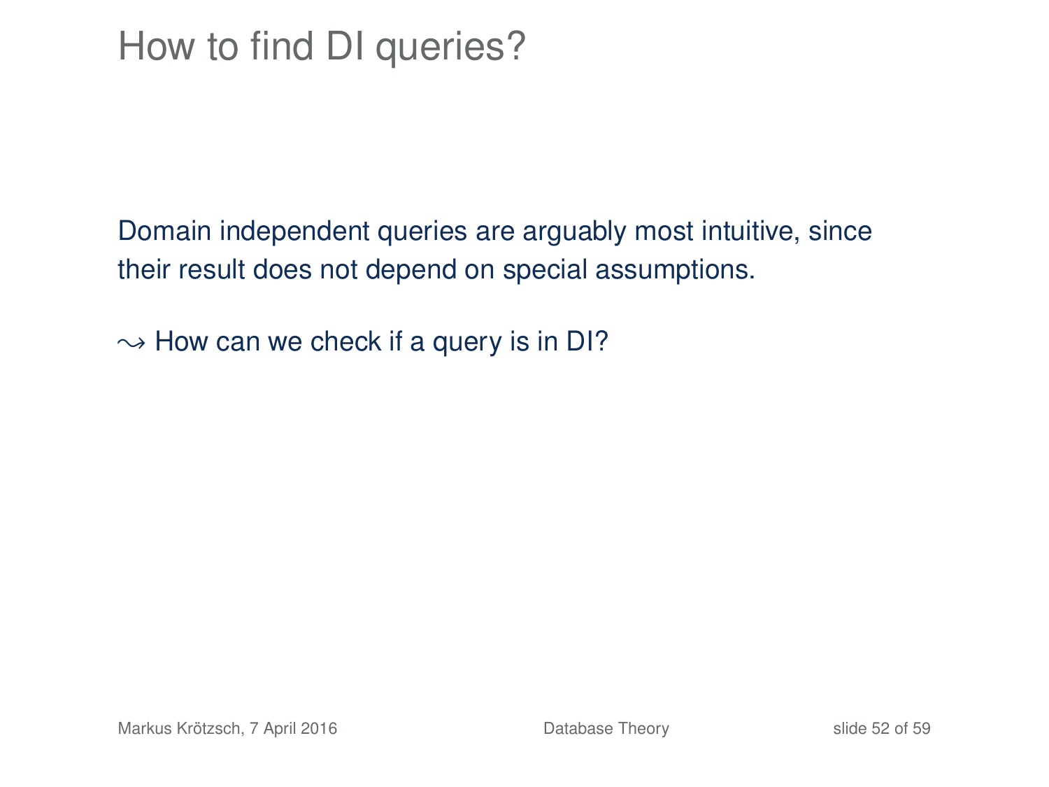# How to find DI queries?

Domain independent queries are arguably most intuitive, since their result does not depend on special assumptions.

$\leadsto$ How can we check if a query is in DI?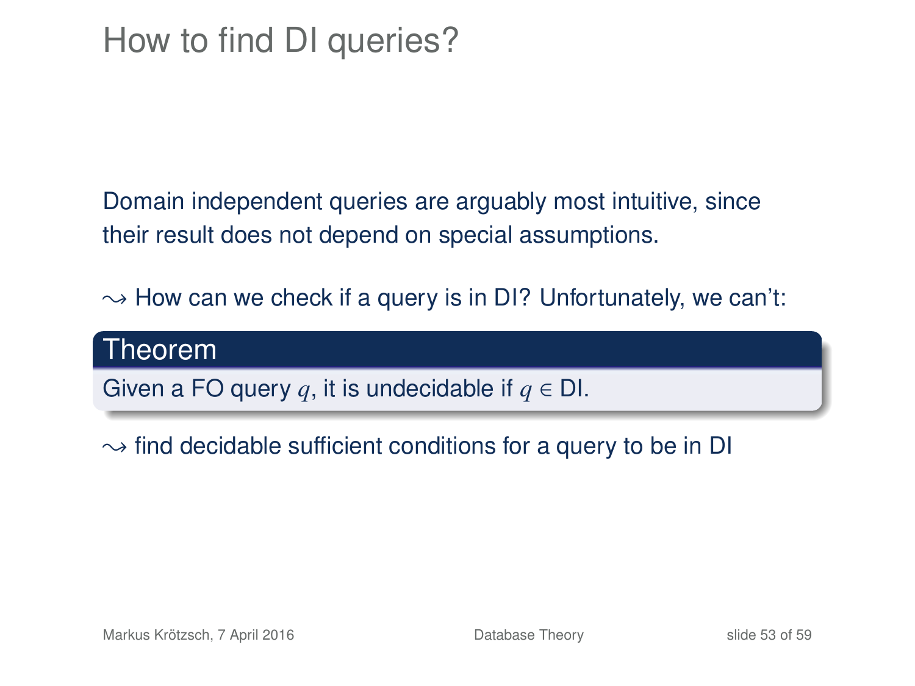# How to find DI queries?

Domain independent queries are arguably most intuitive, since their result does not depend on special assumptions.

$\leadsto$ How can we check if a query is in DI? Unfortunately, we can't:

**Theorem**

Given a FO query $q$, it is undecidable if $q \in$ DI.

$\leadsto$ find decidable sufficient conditions for a query to be in DI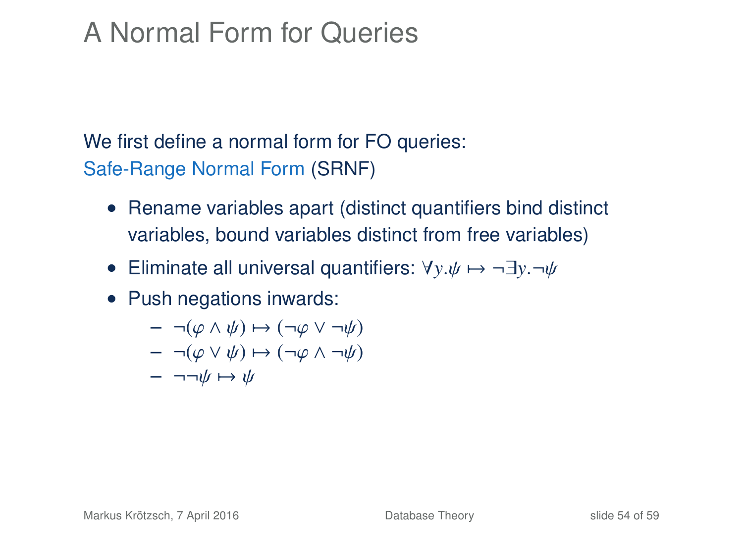# A Normal Form for Queries

We first define a normal form for FO queries:
Safe-Range Normal Form (SRNF)

- Rename variables apart (distinct quantifiers bind distinct variables, bound variables distinct from free variables)
- Eliminate all universal quantifiers: $\forall y.\psi \mapsto \neg\exists y.\neg\psi$
- Push negations inwards:
  - $\neg(\varphi \wedge \psi) \mapsto (\neg\varphi \vee \neg\psi)$
  - $\neg(\varphi \vee \psi) \mapsto (\neg\varphi \wedge \neg\psi)$
  - $\neg\neg\psi \mapsto \psi$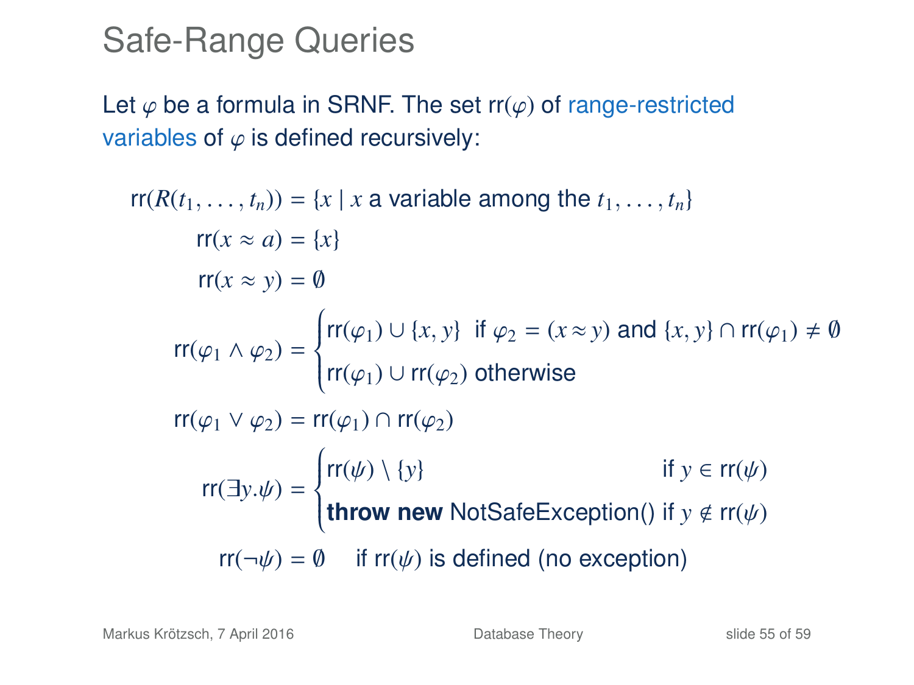# Safe-Range Queries

Let $\varphi$ be a formula in SRNF. The set $\mathsf{rr}(\varphi)$ of range-restricted variables of $\varphi$ is defined recursively:

$$\mathsf{rr}(R(t_1, \ldots, t_n)) = \{x \mid x \text{ a variable among the } t_1, \ldots, t_n\}$$

$$\mathsf{rr}(x \approx a) = \{x\}$$

$$\mathsf{rr}(x \approx y) = \emptyset$$

$$\mathsf{rr}(\varphi_1 \wedge \varphi_2) = \begin{cases} \mathsf{rr}(\varphi_1) \cup \{x, y\} & \text{if } \varphi_2 = (x \approx y) \text{ and } \{x, y\} \cap \mathsf{rr}(\varphi_1) \neq \emptyset \\ \mathsf{rr}(\varphi_1) \cup \mathsf{rr}(\varphi_2) & \text{otherwise} \end{cases}$$

$$\mathsf{rr}(\varphi_1 \vee \varphi_2) = \mathsf{rr}(\varphi_1) \cap \mathsf{rr}(\varphi_2)$$

$$\mathsf{rr}(\exists y.\psi) = \begin{cases} \mathsf{rr}(\psi) \setminus \{y\} & \text{if } y \in \mathsf{rr}(\psi) \\ \textbf{throw new } \text{NotSafeException()} & \text{if } y \notin \mathsf{rr}(\psi) \end{cases}$$

$$\mathsf{rr}(\neg\psi) = \emptyset \quad \text{if } \mathsf{rr}(\psi) \text{ is defined (no exception)}$$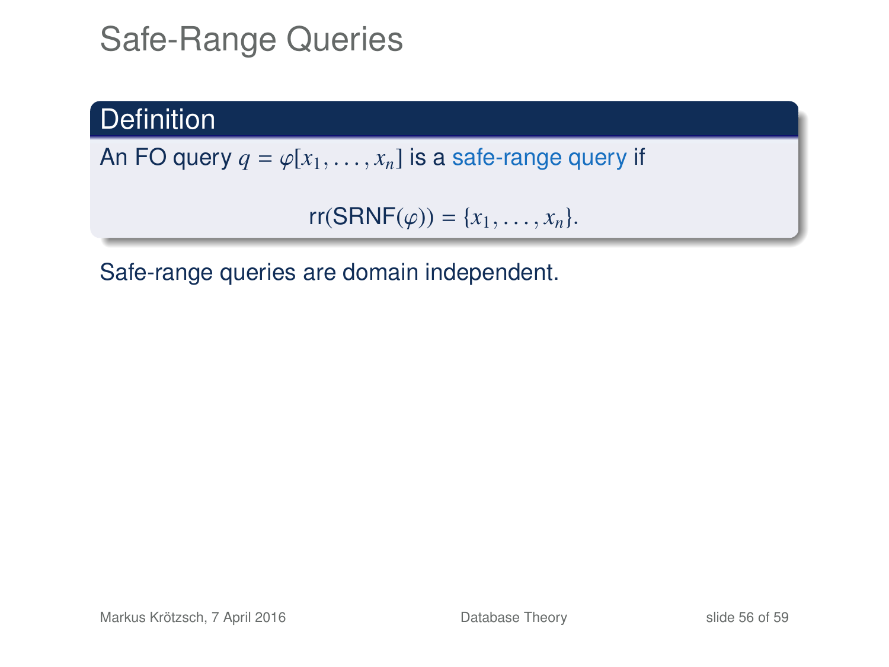# Safe-Range Queries

**Definition**

An FO query $q = \varphi[x_1, \ldots, x_n]$ is a safe-range query if

$$\text{rr}(\text{SRNF}(\varphi)) = \{x_1, \ldots, x_n\}.$$

Safe-range queries are domain independent.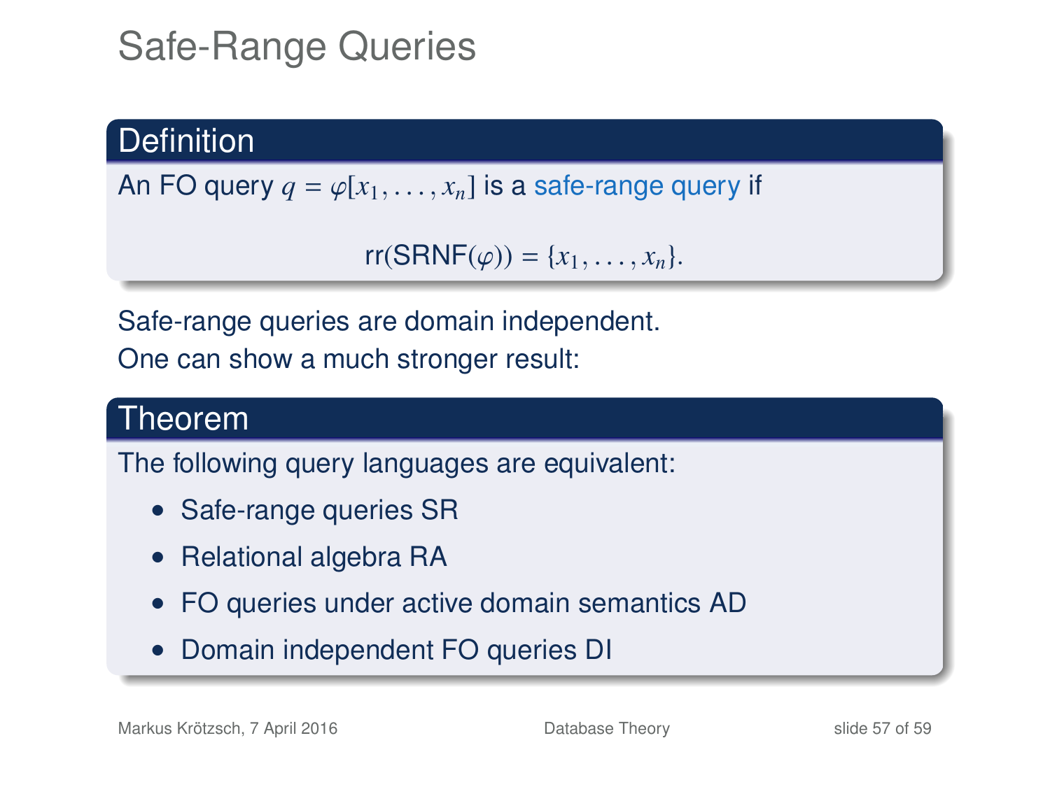# Safe-Range Queries

**Definition**

An FO query $q = \varphi[x_1, \ldots, x_n]$ is a safe-range query if

$$\text{rr}(\text{SRNF}(\varphi)) = \{x_1, \ldots, x_n\}.$$

Safe-range queries are domain independent.
One can show a much stronger result:

**Theorem**

The following query languages are equivalent:

- Safe-range queries SR
- Relational algebra RA
- FO queries under active domain semantics AD
- Domain independent FO queries DI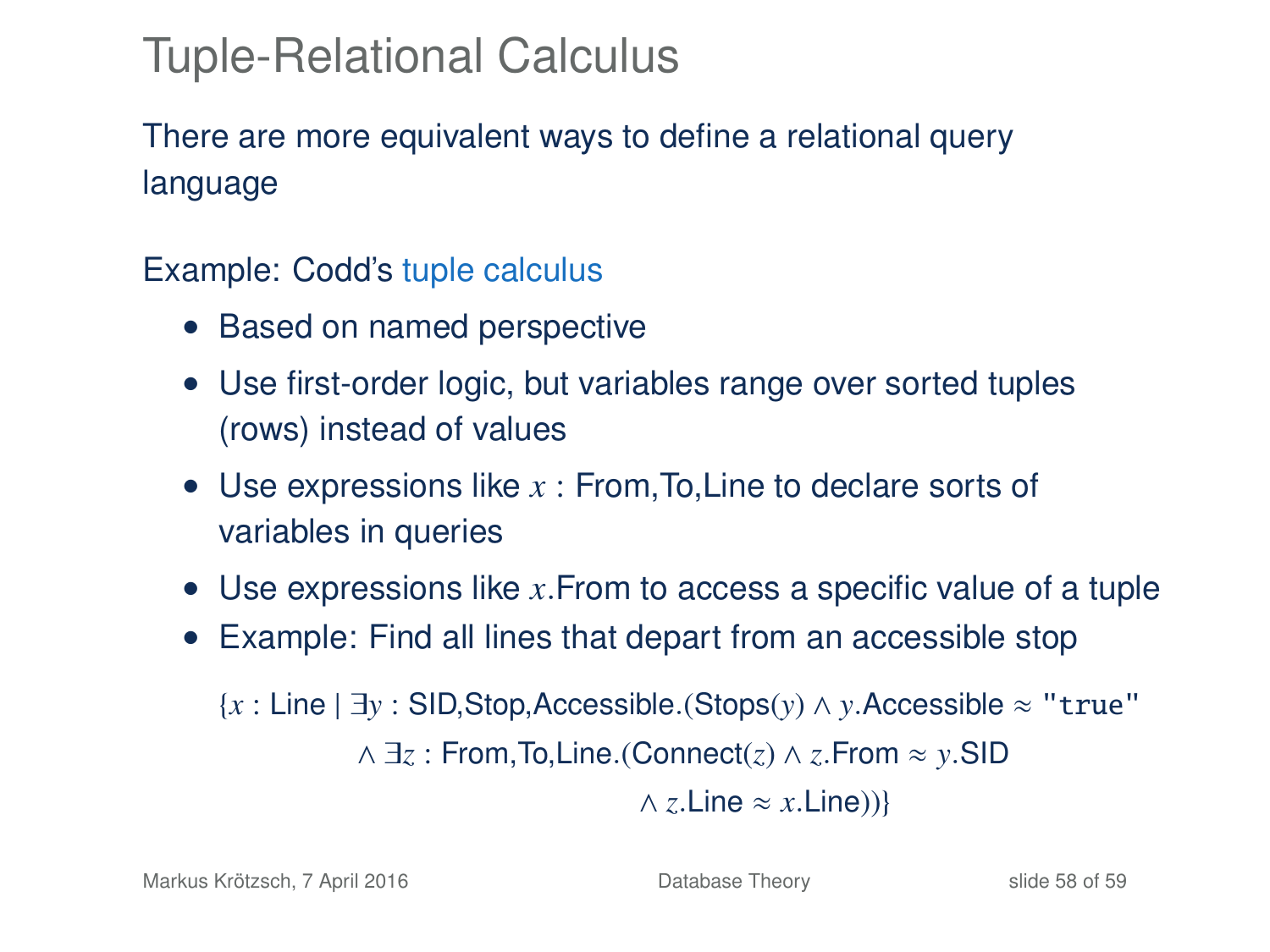# Tuple-Relational Calculus

There are more equivalent ways to define a relational query language

Example: Codd's tuple calculus

- Based on named perspective
- Use first-order logic, but variables range over sorted tuples (rows) instead of values
- Use expressions like $x$ : From,To,Line to declare sorts of variables in queries
- Use expressions like $x$.From to access a specific value of a tuple
- Example: Find all lines that depart from an accessible stop

$$
\begin{aligned}
\{x : \text{Line} \mid \exists y : \text{SID,Stop,Accessible}.(&\text{Stops}(y) \wedge y.\text{Accessible} \approx \texttt{"true"} \\
&\wedge \exists z : \text{From,To,Line}.(\text{Connect}(z) \wedge z.\text{From} \approx y.\text{SID} \\
&\qquad\qquad \wedge z.\text{Line} \approx x.\text{Line}))\}
\end{aligned}
$$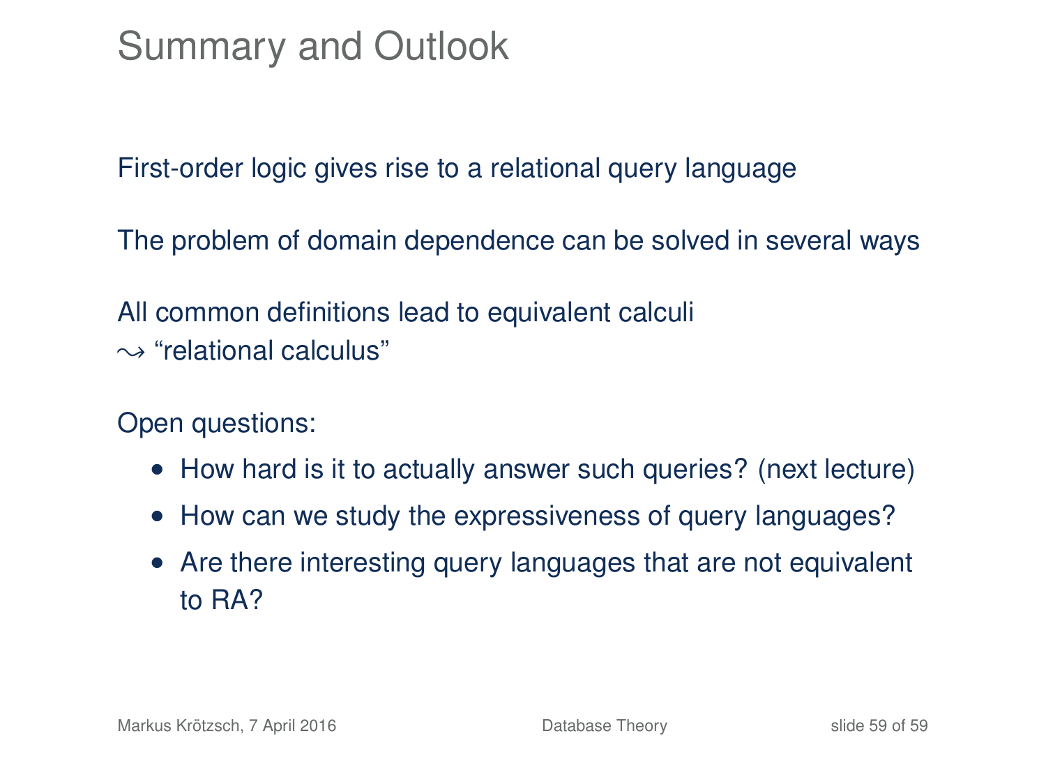# Summary and Outlook

First-order logic gives rise to a relational query language

The problem of domain dependence can be solved in several ways

All common definitions lead to equivalent calculi
$\rightsquigarrow$ "relational calculus"

Open questions:

- How hard is it to actually answer such queries? (next lecture)
- How can we study the expressiveness of query languages?
- Are there interesting query languages that are not equivalent to RA?